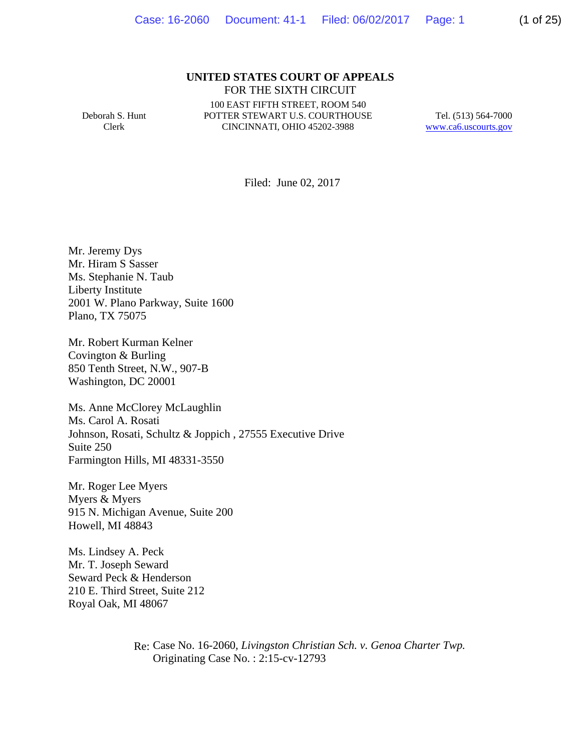**UNITED STATES COURT OF APPEALS**
FOR THE SIXTH CIRCUIT

Deborah S. Hunt
Clerk

100 EAST FIFTH STREET, ROOM 540
POTTER STEWART U.S. COURTHOUSE
CINCINNATI, OHIO 45202-3988

Tel. (513) 564-7000
www.ca6.uscourts.gov

Filed: June 02, 2017

Mr. Jeremy Dys
Mr. Hiram S Sasser
Ms. Stephanie N. Taub
Liberty Institute
2001 W. Plano Parkway, Suite 1600
Plano, TX 75075

Mr. Robert Kurman Kelner
Covington & Burling
850 Tenth Street, N.W., 907-B
Washington, DC 20001

Ms. Anne McClorey McLaughlin
Ms. Carol A. Rosati
Johnson, Rosati, Schultz & Joppich , 27555 Executive Drive
Suite 250
Farmington Hills, MI 48331-3550

Mr. Roger Lee Myers
Myers & Myers
915 N. Michigan Avenue, Suite 200
Howell, MI 48843

Ms. Lindsey A. Peck
Mr. T. Joseph Seward
Seward Peck & Henderson
210 E. Third Street, Suite 212
Royal Oak, MI 48067

Re: Case No. 16-2060, *Livingston Christian Sch. v. Genoa Charter Twp.*
Originating Case No. : 2:15-cv-12793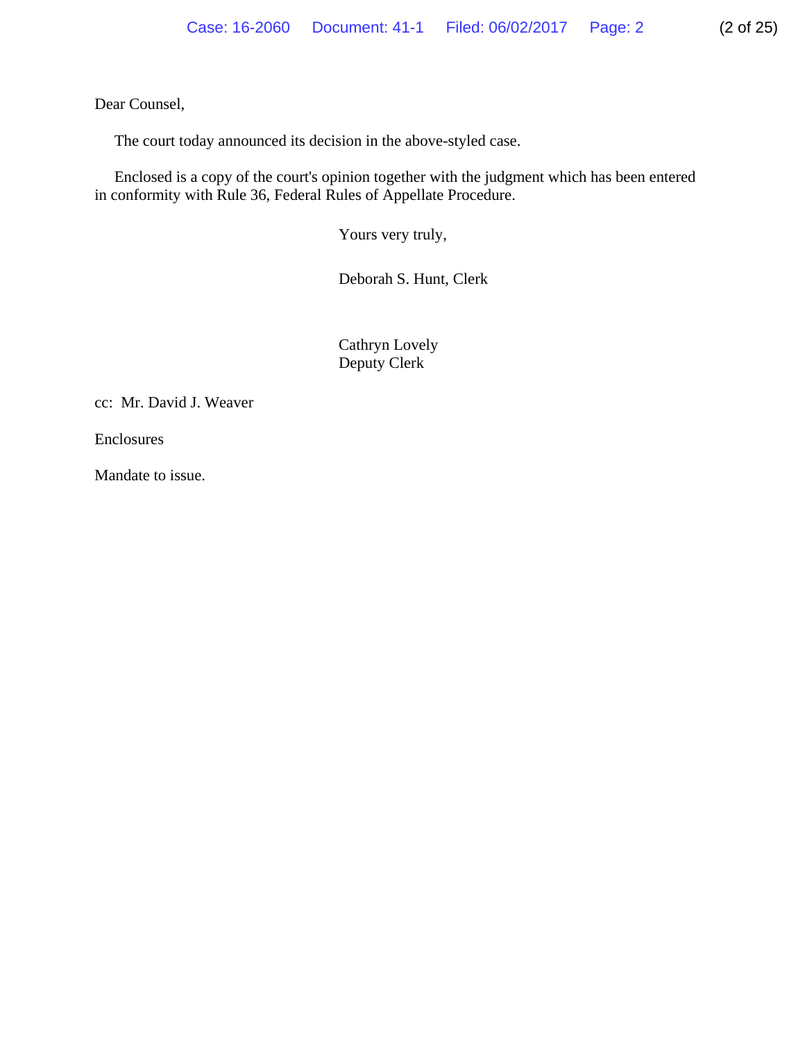Dear Counsel,

The court today announced its decision in the above-styled case.

Enclosed is a copy of the court's opinion together with the judgment which has been entered in conformity with Rule 36, Federal Rules of Appellate Procedure.

Yours very truly,

Deborah S. Hunt, Clerk

Cathryn Lovely
Deputy Clerk

cc: Mr. David J. Weaver

Enclosures

Mandate to issue.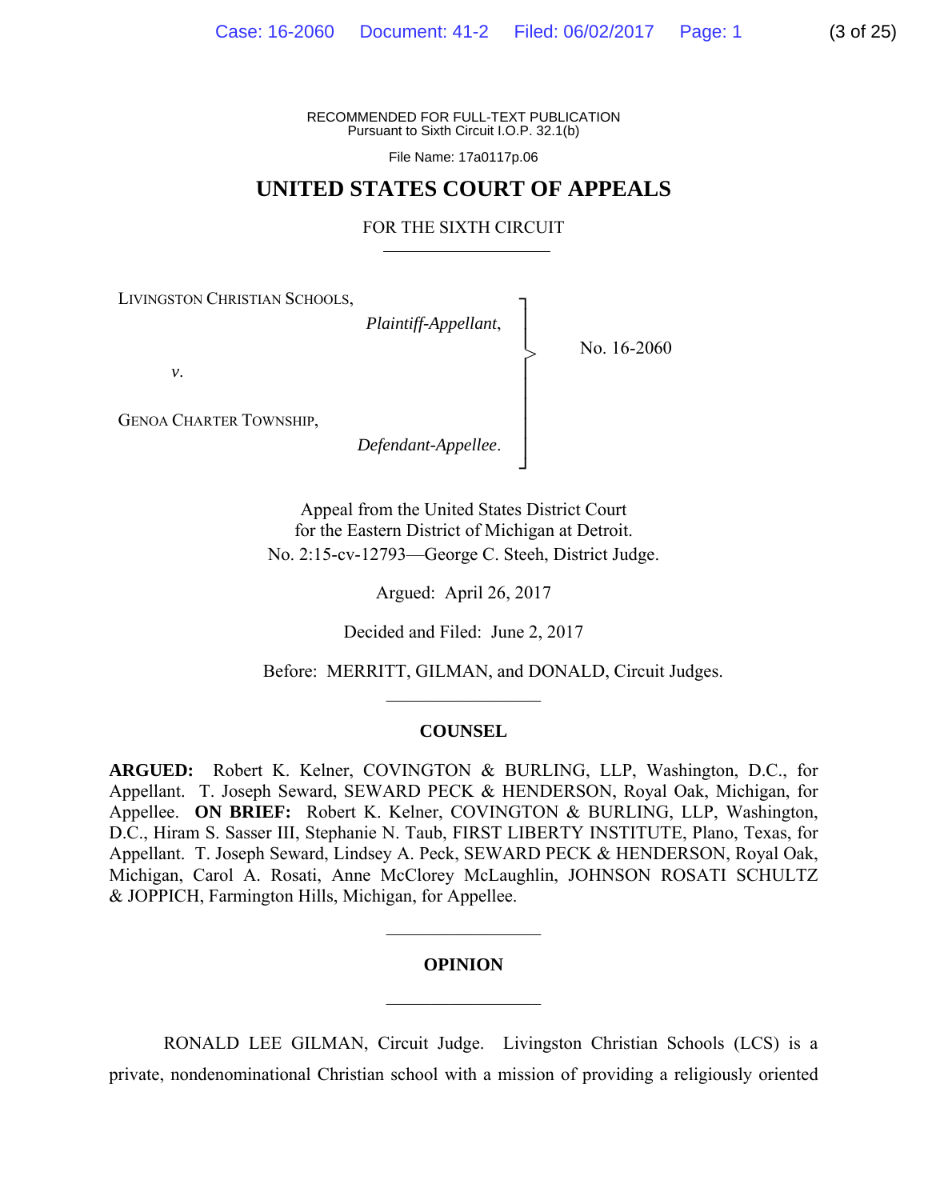RECOMMENDED FOR FULL-TEXT PUBLICATION
Pursuant to Sixth Circuit I.O.P. 32.1(b)

File Name: 17a0117p.06

# UNITED STATES COURT OF APPEALS

## FOR THE SIXTH CIRCUIT

LIVINGSTON CHRISTIAN SCHOOLS,
*Plaintiff-Appellant*,

*v*.

GENOA CHARTER TOWNSHIP,
*Defendant-Appellee*.

No. 16-2060

Appeal from the United States District Court
for the Eastern District of Michigan at Detroit.
No. 2:15-cv-12793—George C. Steeh, District Judge.

Argued: April 26, 2017

Decided and Filed: June 2, 2017

Before: MERRITT, GILMAN, and DONALD, Circuit Judges.

### COUNSEL

**ARGUED:** Robert K. Kelner, COVINGTON & BURLING, LLP, Washington, D.C., for Appellant. T. Joseph Seward, SEWARD PECK & HENDERSON, Royal Oak, Michigan, for Appellee. **ON BRIEF:** Robert K. Kelner, COVINGTON & BURLING, LLP, Washington, D.C., Hiram S. Sasser III, Stephanie N. Taub, FIRST LIBERTY INSTITUTE, Plano, Texas, for Appellant. T. Joseph Seward, Lindsey A. Peck, SEWARD PECK & HENDERSON, Royal Oak, Michigan, Carol A. Rosati, Anne McClorey McLaughlin, JOHNSON ROSATI SCHULTZ & JOPPICH, Farmington Hills, Michigan, for Appellee.

### OPINION

RONALD LEE GILMAN, Circuit Judge. Livingston Christian Schools (LCS) is a private, nondenominational Christian school with a mission of providing a religiously oriented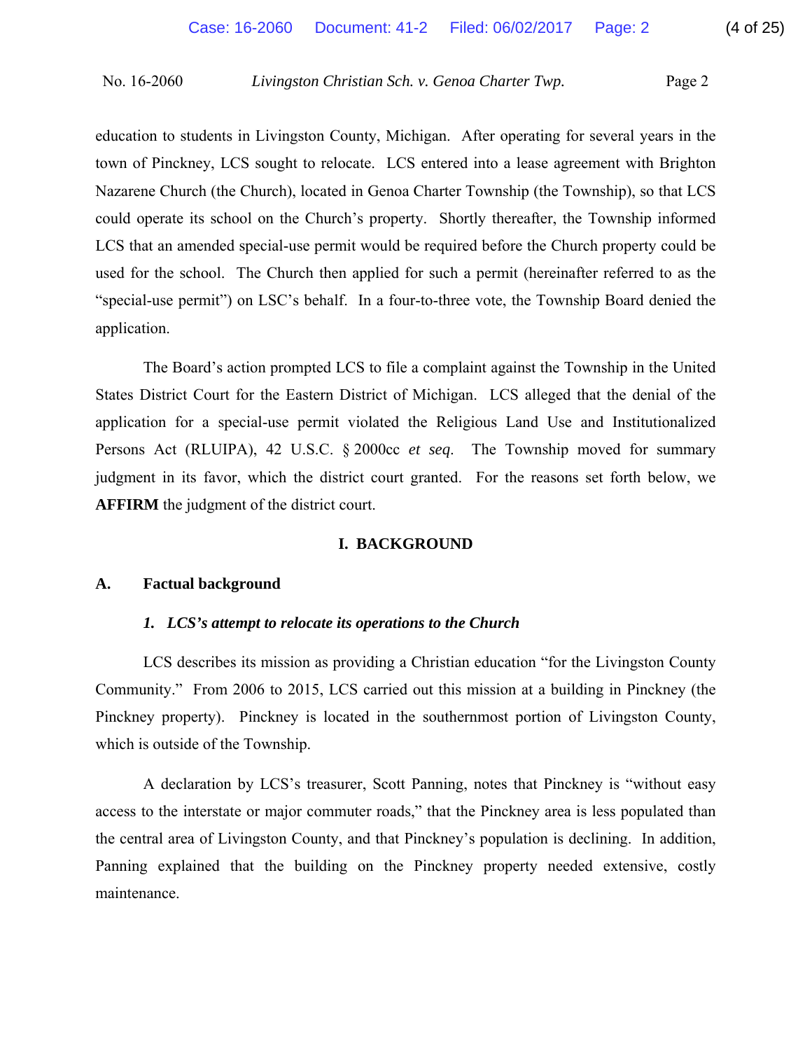education to students in Livingston County, Michigan. After operating for several years in the town of Pinckney, LCS sought to relocate. LCS entered into a lease agreement with Brighton Nazarene Church (the Church), located in Genoa Charter Township (the Township), so that LCS could operate its school on the Church's property. Shortly thereafter, the Township informed LCS that an amended special-use permit would be required before the Church property could be used for the school. The Church then applied for such a permit (hereinafter referred to as the "special-use permit") on LSC's behalf. In a four-to-three vote, the Township Board denied the application.

The Board's action prompted LCS to file a complaint against the Township in the United States District Court for the Eastern District of Michigan. LCS alleged that the denial of the application for a special-use permit violated the Religious Land Use and Institutionalized Persons Act (RLUIPA), 42 U.S.C. § 2000cc *et seq*. The Township moved for summary judgment in its favor, which the district court granted. For the reasons set forth below, we **AFFIRM** the judgment of the district court.

## I. BACKGROUND

### A. Factual background

#### *1. LCS's attempt to relocate its operations to the Church*

LCS describes its mission as providing a Christian education "for the Livingston County Community." From 2006 to 2015, LCS carried out this mission at a building in Pinckney (the Pinckney property). Pinckney is located in the southernmost portion of Livingston County, which is outside of the Township.

A declaration by LCS's treasurer, Scott Panning, notes that Pinckney is "without easy access to the interstate or major commuter roads," that the Pinckney area is less populated than the central area of Livingston County, and that Pinckney's population is declining. In addition, Panning explained that the building on the Pinckney property needed extensive, costly maintenance.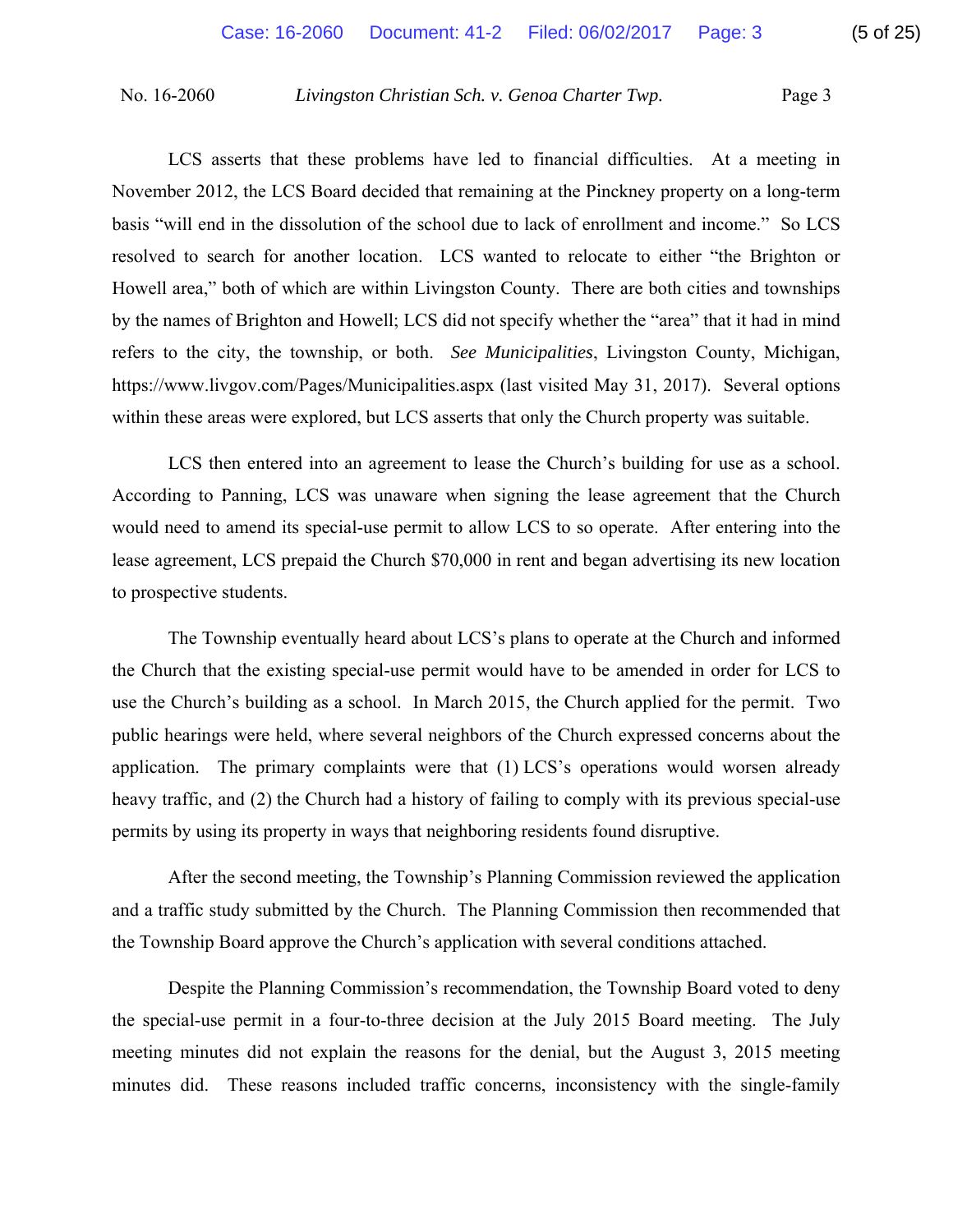LCS asserts that these problems have led to financial difficulties. At a meeting in November 2012, the LCS Board decided that remaining at the Pinckney property on a long-term basis "will end in the dissolution of the school due to lack of enrollment and income." So LCS resolved to search for another location. LCS wanted to relocate to either "the Brighton or Howell area," both of which are within Livingston County. There are both cities and townships by the names of Brighton and Howell; LCS did not specify whether the "area" that it had in mind refers to the city, the township, or both. *See Municipalities*, Livingston County, Michigan, https://www.livgov.com/Pages/Municipalities.aspx (last visited May 31, 2017). Several options within these areas were explored, but LCS asserts that only the Church property was suitable.

LCS then entered into an agreement to lease the Church's building for use as a school. According to Panning, LCS was unaware when signing the lease agreement that the Church would need to amend its special-use permit to allow LCS to so operate. After entering into the lease agreement, LCS prepaid the Church $70,000 in rent and began advertising its new location to prospective students.

The Township eventually heard about LCS's plans to operate at the Church and informed the Church that the existing special-use permit would have to be amended in order for LCS to use the Church's building as a school. In March 2015, the Church applied for the permit. Two public hearings were held, where several neighbors of the Church expressed concerns about the application. The primary complaints were that (1) LCS's operations would worsen already heavy traffic, and (2) the Church had a history of failing to comply with its previous special-use permits by using its property in ways that neighboring residents found disruptive.

After the second meeting, the Township's Planning Commission reviewed the application and a traffic study submitted by the Church. The Planning Commission then recommended that the Township Board approve the Church's application with several conditions attached.

Despite the Planning Commission's recommendation, the Township Board voted to deny the special-use permit in a four-to-three decision at the July 2015 Board meeting. The July meeting minutes did not explain the reasons for the denial, but the August 3, 2015 meeting minutes did. These reasons included traffic concerns, inconsistency with the single-family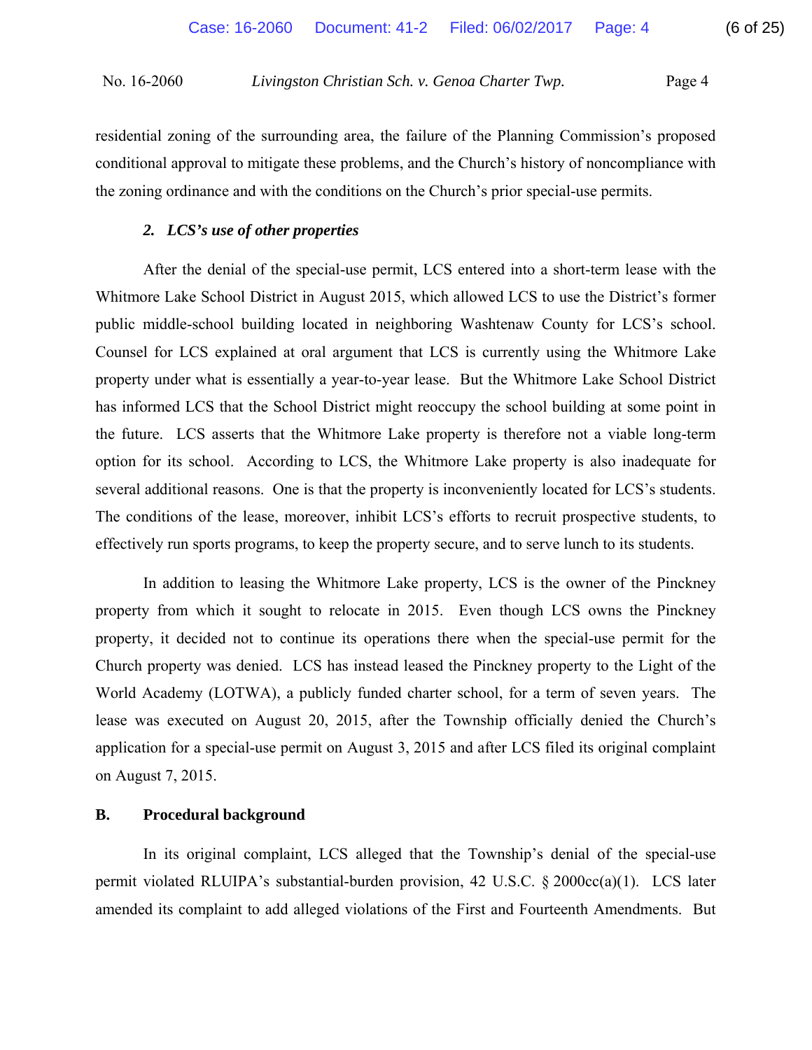residential zoning of the surrounding area, the failure of the Planning Commission's proposed conditional approval to mitigate these problems, and the Church's history of noncompliance with the zoning ordinance and with the conditions on the Church's prior special-use permits.

### *2. LCS's use of other properties*

After the denial of the special-use permit, LCS entered into a short-term lease with the Whitmore Lake School District in August 2015, which allowed LCS to use the District's former public middle-school building located in neighboring Washtenaw County for LCS's school. Counsel for LCS explained at oral argument that LCS is currently using the Whitmore Lake property under what is essentially a year-to-year lease. But the Whitmore Lake School District has informed LCS that the School District might reoccupy the school building at some point in the future. LCS asserts that the Whitmore Lake property is therefore not a viable long-term option for its school. According to LCS, the Whitmore Lake property is also inadequate for several additional reasons. One is that the property is inconveniently located for LCS's students. The conditions of the lease, moreover, inhibit LCS's efforts to recruit prospective students, to effectively run sports programs, to keep the property secure, and to serve lunch to its students.

In addition to leasing the Whitmore Lake property, LCS is the owner of the Pinckney property from which it sought to relocate in 2015. Even though LCS owns the Pinckney property, it decided not to continue its operations there when the special-use permit for the Church property was denied. LCS has instead leased the Pinckney property to the Light of the World Academy (LOTWA), a publicly funded charter school, for a term of seven years. The lease was executed on August 20, 2015, after the Township officially denied the Church's application for a special-use permit on August 3, 2015 and after LCS filed its original complaint on August 7, 2015.

## B. Procedural background

In its original complaint, LCS alleged that the Township's denial of the special-use permit violated RLUIPA's substantial-burden provision, 42 U.S.C. § 2000cc(a)(1). LCS later amended its complaint to add alleged violations of the First and Fourteenth Amendments. But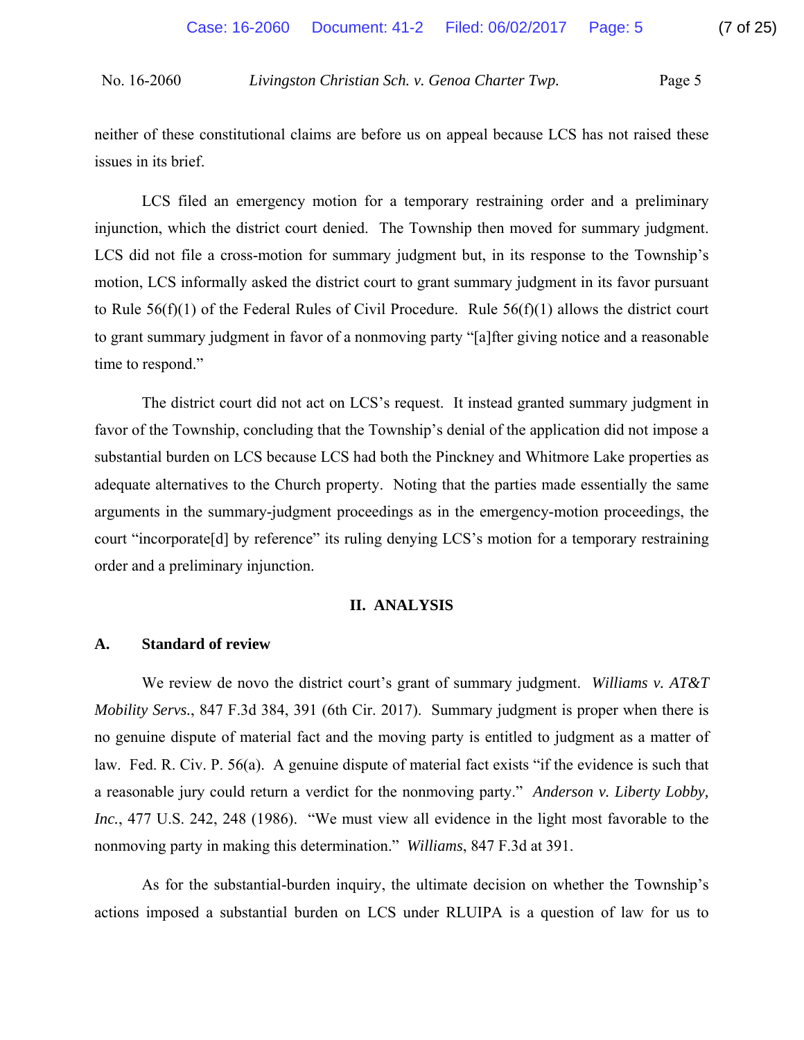neither of these constitutional claims are before us on appeal because LCS has not raised these issues in its brief.

LCS filed an emergency motion for a temporary restraining order and a preliminary injunction, which the district court denied. The Township then moved for summary judgment. LCS did not file a cross-motion for summary judgment but, in its response to the Township's motion, LCS informally asked the district court to grant summary judgment in its favor pursuant to Rule 56(f)(1) of the Federal Rules of Civil Procedure. Rule 56(f)(1) allows the district court to grant summary judgment in favor of a nonmoving party "[a]fter giving notice and a reasonable time to respond."

The district court did not act on LCS's request. It instead granted summary judgment in favor of the Township, concluding that the Township's denial of the application did not impose a substantial burden on LCS because LCS had both the Pinckney and Whitmore Lake properties as adequate alternatives to the Church property. Noting that the parties made essentially the same arguments in the summary-judgment proceedings as in the emergency-motion proceedings, the court "incorporate[d] by reference" its ruling denying LCS's motion for a temporary restraining order and a preliminary injunction.

## II. ANALYSIS

### A. Standard of review

We review de novo the district court's grant of summary judgment. *Williams v. AT&T Mobility Servs.*, 847 F.3d 384, 391 (6th Cir. 2017). Summary judgment is proper when there is no genuine dispute of material fact and the moving party is entitled to judgment as a matter of law. Fed. R. Civ. P. 56(a). A genuine dispute of material fact exists "if the evidence is such that a reasonable jury could return a verdict for the nonmoving party." *Anderson v. Liberty Lobby, Inc.*, 477 U.S. 242, 248 (1986). "We must view all evidence in the light most favorable to the nonmoving party in making this determination." *Williams*, 847 F.3d at 391.

As for the substantial-burden inquiry, the ultimate decision on whether the Township's actions imposed a substantial burden on LCS under RLUIPA is a question of law for us to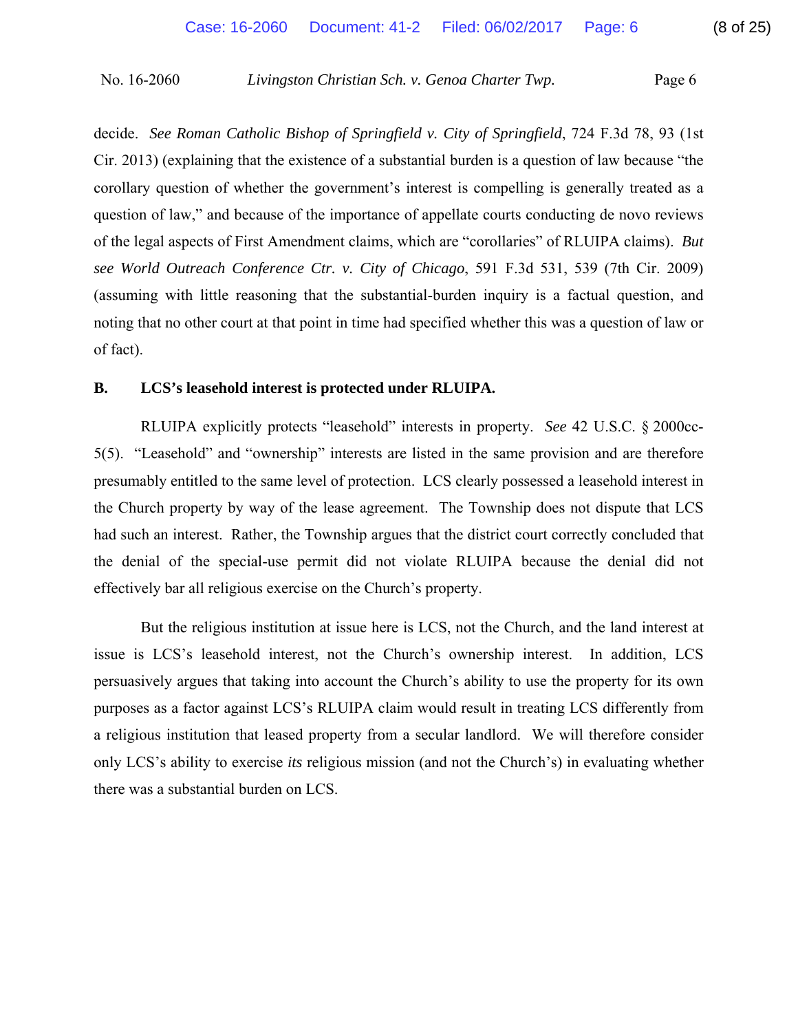decide. *See Roman Catholic Bishop of Springfield v. City of Springfield*, 724 F.3d 78, 93 (1st Cir. 2013) (explaining that the existence of a substantial burden is a question of law because "the corollary question of whether the government's interest is compelling is generally treated as a question of law," and because of the importance of appellate courts conducting de novo reviews of the legal aspects of First Amendment claims, which are "corollaries" of RLUIPA claims). *But see World Outreach Conference Ctr. v. City of Chicago*, 591 F.3d 531, 539 (7th Cir. 2009) (assuming with little reasoning that the substantial-burden inquiry is a factual question, and noting that no other court at that point in time had specified whether this was a question of law or of fact).

**B. LCS's leasehold interest is protected under RLUIPA.**

RLUIPA explicitly protects "leasehold" interests in property. *See* 42 U.S.C. § 2000cc-5(5). "Leasehold" and "ownership" interests are listed in the same provision and are therefore presumably entitled to the same level of protection. LCS clearly possessed a leasehold interest in the Church property by way of the lease agreement. The Township does not dispute that LCS had such an interest. Rather, the Township argues that the district court correctly concluded that the denial of the special-use permit did not violate RLUIPA because the denial did not effectively bar all religious exercise on the Church's property.

But the religious institution at issue here is LCS, not the Church, and the land interest at issue is LCS's leasehold interest, not the Church's ownership interest. In addition, LCS persuasively argues that taking into account the Church's ability to use the property for its own purposes as a factor against LCS's RLUIPA claim would result in treating LCS differently from a religious institution that leased property from a secular landlord. We will therefore consider only LCS's ability to exercise *its* religious mission (and not the Church's) in evaluating whether there was a substantial burden on LCS.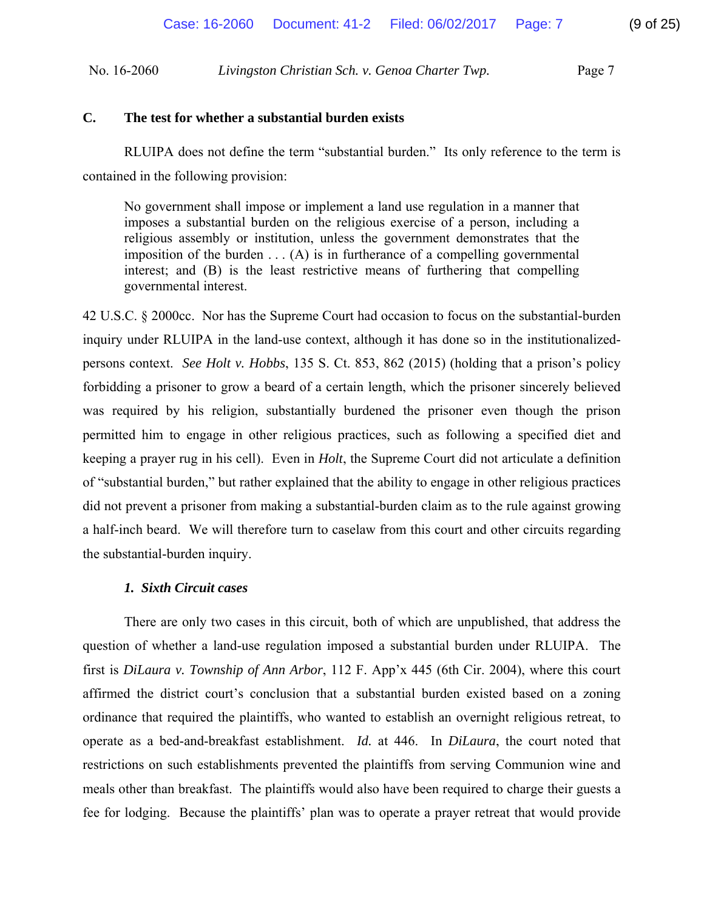### C. The test for whether a substantial burden exists

RLUIPA does not define the term "substantial burden." Its only reference to the term is contained in the following provision:

> No government shall impose or implement a land use regulation in a manner that imposes a substantial burden on the religious exercise of a person, including a religious assembly or institution, unless the government demonstrates that the imposition of the burden . . . (A) is in furtherance of a compelling governmental interest; and (B) is the least restrictive means of furthering that compelling governmental interest.

42 U.S.C. § 2000cc. Nor has the Supreme Court had occasion to focus on the substantial-burden inquiry under RLUIPA in the land-use context, although it has done so in the institutionalized-persons context. *See Holt v. Hobbs*, 135 S. Ct. 853, 862 (2015) (holding that a prison's policy forbidding a prisoner to grow a beard of a certain length, which the prisoner sincerely believed was required by his religion, substantially burdened the prisoner even though the prison permitted him to engage in other religious practices, such as following a specified diet and keeping a prayer rug in his cell). Even in *Holt*, the Supreme Court did not articulate a definition of "substantial burden," but rather explained that the ability to engage in other religious practices did not prevent a prisoner from making a substantial-burden claim as to the rule against growing a half-inch beard. We will therefore turn to caselaw from this court and other circuits regarding the substantial-burden inquiry.

#### *1. Sixth Circuit cases*

There are only two cases in this circuit, both of which are unpublished, that address the question of whether a land-use regulation imposed a substantial burden under RLUIPA. The first is *DiLaura v. Township of Ann Arbor*, 112 F. App'x 445 (6th Cir. 2004), where this court affirmed the district court's conclusion that a substantial burden existed based on a zoning ordinance that required the plaintiffs, who wanted to establish an overnight religious retreat, to operate as a bed-and-breakfast establishment. *Id.* at 446. In *DiLaura*, the court noted that restrictions on such establishments prevented the plaintiffs from serving Communion wine and meals other than breakfast. The plaintiffs would also have been required to charge their guests a fee for lodging. Because the plaintiffs' plan was to operate a prayer retreat that would provide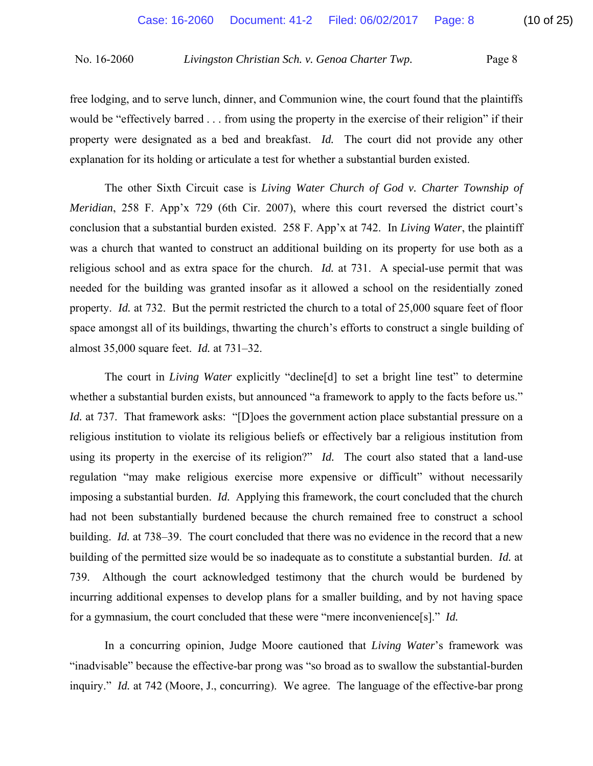free lodging, and to serve lunch, dinner, and Communion wine, the court found that the plaintiffs would be "effectively barred . . . from using the property in the exercise of their religion" if their property were designated as a bed and breakfast. *Id.* The court did not provide any other explanation for its holding or articulate a test for whether a substantial burden existed.

The other Sixth Circuit case is *Living Water Church of God v. Charter Township of Meridian*, 258 F. App'x 729 (6th Cir. 2007), where this court reversed the district court's conclusion that a substantial burden existed. 258 F. App'x at 742. In *Living Water*, the plaintiff was a church that wanted to construct an additional building on its property for use both as a religious school and as extra space for the church. *Id.* at 731. A special-use permit that was needed for the building was granted insofar as it allowed a school on the residentially zoned property. *Id.* at 732. But the permit restricted the church to a total of 25,000 square feet of floor space amongst all of its buildings, thwarting the church's efforts to construct a single building of almost 35,000 square feet. *Id.* at 731–32.

The court in *Living Water* explicitly "decline[d] to set a bright line test" to determine whether a substantial burden exists, but announced "a framework to apply to the facts before us." *Id.* at 737. That framework asks: "[D]oes the government action place substantial pressure on a religious institution to violate its religious beliefs or effectively bar a religious institution from using its property in the exercise of its religion?" *Id.* The court also stated that a land-use regulation "may make religious exercise more expensive or difficult" without necessarily imposing a substantial burden. *Id.* Applying this framework, the court concluded that the church had not been substantially burdened because the church remained free to construct a school building. *Id.* at 738–39. The court concluded that there was no evidence in the record that a new building of the permitted size would be so inadequate as to constitute a substantial burden. *Id.* at 739. Although the court acknowledged testimony that the church would be burdened by incurring additional expenses to develop plans for a smaller building, and by not having space for a gymnasium, the court concluded that these were "mere inconvenience[s]." *Id.*

In a concurring opinion, Judge Moore cautioned that *Living Water*'s framework was "inadvisable" because the effective-bar prong was "so broad as to swallow the substantial-burden inquiry." *Id.* at 742 (Moore, J., concurring). We agree. The language of the effective-bar prong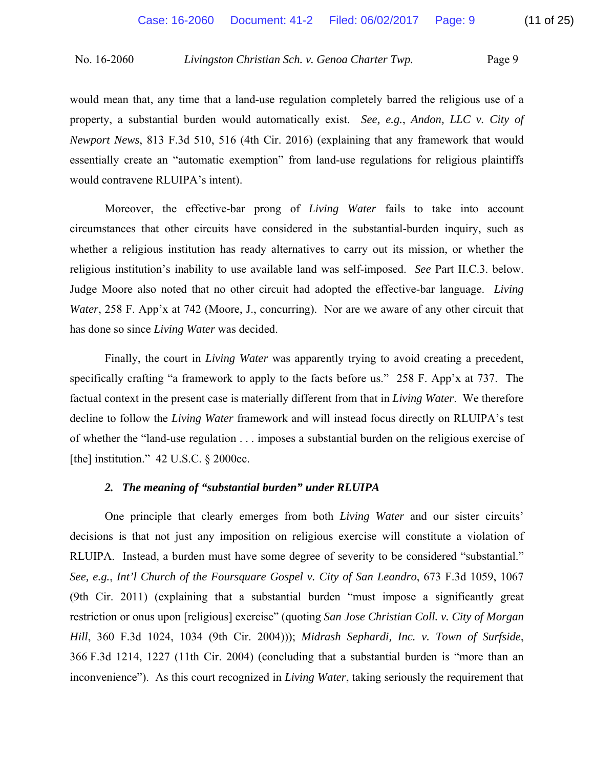would mean that, any time that a land-use regulation completely barred the religious use of a property, a substantial burden would automatically exist. *See, e.g.*, *Andon, LLC v. City of Newport News*, 813 F.3d 510, 516 (4th Cir. 2016) (explaining that any framework that would essentially create an "automatic exemption" from land-use regulations for religious plaintiffs would contravene RLUIPA's intent).

Moreover, the effective-bar prong of *Living Water* fails to take into account circumstances that other circuits have considered in the substantial-burden inquiry, such as whether a religious institution has ready alternatives to carry out its mission, or whether the religious institution's inability to use available land was self-imposed. *See* Part II.C.3. below. Judge Moore also noted that no other circuit had adopted the effective-bar language. *Living Water*, 258 F. App'x at 742 (Moore, J., concurring). Nor are we aware of any other circuit that has done so since *Living Water* was decided.

Finally, the court in *Living Water* was apparently trying to avoid creating a precedent, specifically crafting "a framework to apply to the facts before us." 258 F. App'x at 737. The factual context in the present case is materially different from that in *Living Water*. We therefore decline to follow the *Living Water* framework and will instead focus directly on RLUIPA's test of whether the "land-use regulation . . . imposes a substantial burden on the religious exercise of [the] institution." 42 U.S.C. § 2000cc.

### *2. The meaning of "substantial burden" under RLUIPA*

One principle that clearly emerges from both *Living Water* and our sister circuits' decisions is that not just any imposition on religious exercise will constitute a violation of RLUIPA. Instead, a burden must have some degree of severity to be considered "substantial." *See, e.g.*, *Int'l Church of the Foursquare Gospel v. City of San Leandro*, 673 F.3d 1059, 1067 (9th Cir. 2011) (explaining that a substantial burden "must impose a significantly great restriction or onus upon [religious] exercise" (quoting *San Jose Christian Coll. v. City of Morgan Hill*, 360 F.3d 1024, 1034 (9th Cir. 2004))); *Midrash Sephardi, Inc. v. Town of Surfside*, 366 F.3d 1214, 1227 (11th Cir. 2004) (concluding that a substantial burden is "more than an inconvenience"). As this court recognized in *Living Water*, taking seriously the requirement that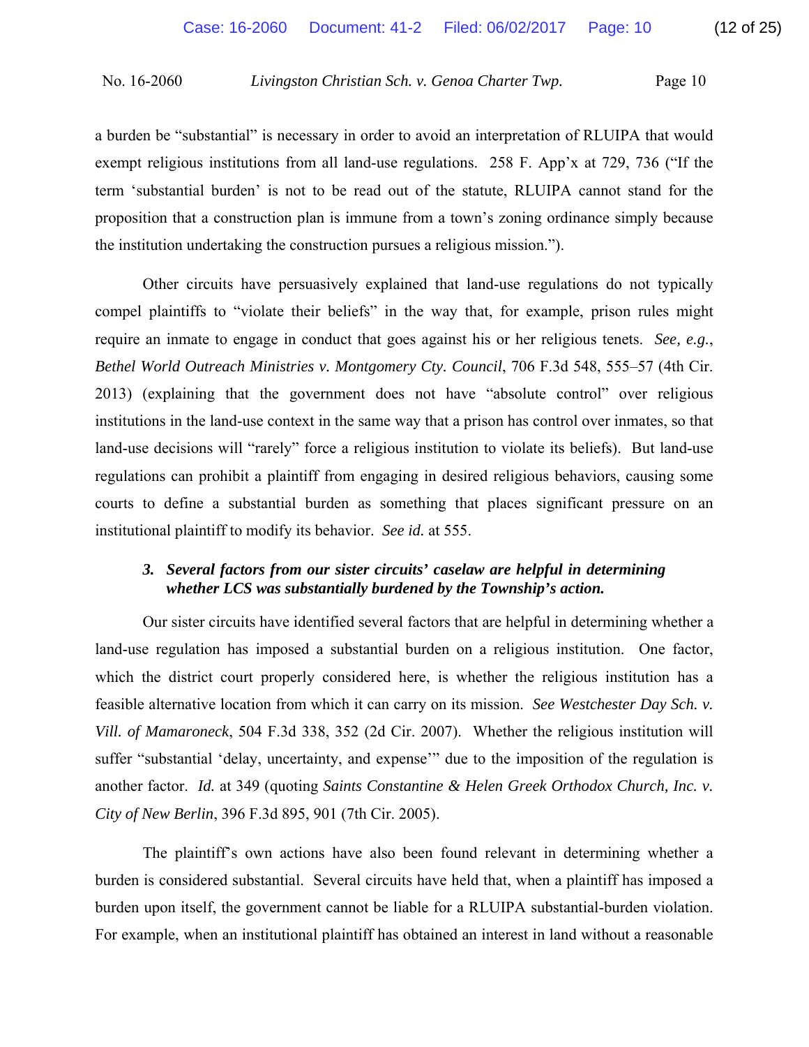a burden be "substantial" is necessary in order to avoid an interpretation of RLUIPA that would exempt religious institutions from all land-use regulations. 258 F. App'x at 729, 736 ("If the term 'substantial burden' is not to be read out of the statute, RLUIPA cannot stand for the proposition that a construction plan is immune from a town's zoning ordinance simply because the institution undertaking the construction pursues a religious mission.").

Other circuits have persuasively explained that land-use regulations do not typically compel plaintiffs to "violate their beliefs" in the way that, for example, prison rules might require an inmate to engage in conduct that goes against his or her religious tenets. *See, e.g.*, *Bethel World Outreach Ministries v. Montgomery Cty. Council*, 706 F.3d 548, 555–57 (4th Cir. 2013) (explaining that the government does not have "absolute control" over religious institutions in the land-use context in the same way that a prison has control over inmates, so that land-use decisions will "rarely" force a religious institution to violate its beliefs). But land-use regulations can prohibit a plaintiff from engaging in desired religious behaviors, causing some courts to define a substantial burden as something that places significant pressure on an institutional plaintiff to modify its behavior. *See id.* at 555.

### *3. Several factors from our sister circuits' caselaw are helpful in determining whether LCS was substantially burdened by the Township's action.*

Our sister circuits have identified several factors that are helpful in determining whether a land-use regulation has imposed a substantial burden on a religious institution. One factor, which the district court properly considered here, is whether the religious institution has a feasible alternative location from which it can carry on its mission. *See Westchester Day Sch. v. Vill. of Mamaroneck*, 504 F.3d 338, 352 (2d Cir. 2007). Whether the religious institution will suffer "substantial 'delay, uncertainty, and expense'" due to the imposition of the regulation is another factor. *Id.* at 349 (quoting *Saints Constantine & Helen Greek Orthodox Church, Inc. v. City of New Berlin*, 396 F.3d 895, 901 (7th Cir. 2005).

The plaintiff's own actions have also been found relevant in determining whether a burden is considered substantial. Several circuits have held that, when a plaintiff has imposed a burden upon itself, the government cannot be liable for a RLUIPA substantial-burden violation. For example, when an institutional plaintiff has obtained an interest in land without a reasonable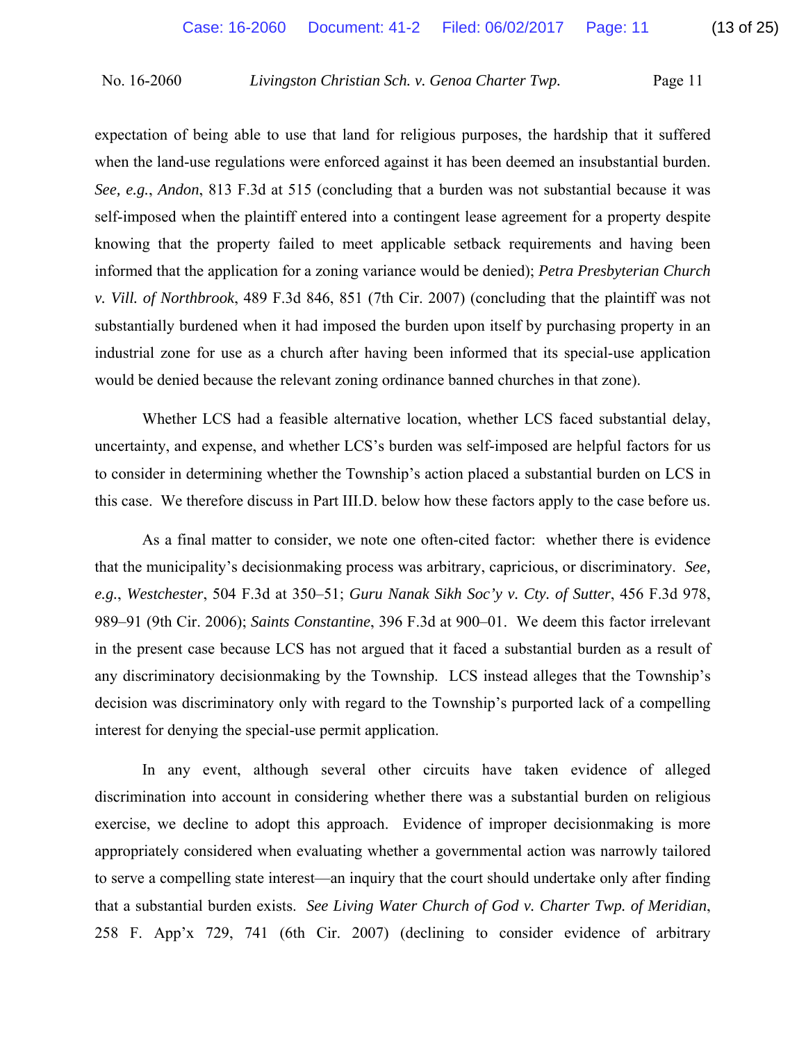expectation of being able to use that land for religious purposes, the hardship that it suffered when the land-use regulations were enforced against it has been deemed an insubstantial burden. *See, e.g.*, *Andon*, 813 F.3d at 515 (concluding that a burden was not substantial because it was self-imposed when the plaintiff entered into a contingent lease agreement for a property despite knowing that the property failed to meet applicable setback requirements and having been informed that the application for a zoning variance would be denied); *Petra Presbyterian Church v. Vill. of Northbrook*, 489 F.3d 846, 851 (7th Cir. 2007) (concluding that the plaintiff was not substantially burdened when it had imposed the burden upon itself by purchasing property in an industrial zone for use as a church after having been informed that its special-use application would be denied because the relevant zoning ordinance banned churches in that zone).

Whether LCS had a feasible alternative location, whether LCS faced substantial delay, uncertainty, and expense, and whether LCS's burden was self-imposed are helpful factors for us to consider in determining whether the Township's action placed a substantial burden on LCS in this case. We therefore discuss in Part III.D. below how these factors apply to the case before us.

As a final matter to consider, we note one often-cited factor: whether there is evidence that the municipality's decisionmaking process was arbitrary, capricious, or discriminatory. *See, e.g.*, *Westchester*, 504 F.3d at 350–51; *Guru Nanak Sikh Soc'y v. Cty. of Sutter*, 456 F.3d 978, 989–91 (9th Cir. 2006); *Saints Constantine*, 396 F.3d at 900–01. We deem this factor irrelevant in the present case because LCS has not argued that it faced a substantial burden as a result of any discriminatory decisionmaking by the Township. LCS instead alleges that the Township's decision was discriminatory only with regard to the Township's purported lack of a compelling interest for denying the special-use permit application.

In any event, although several other circuits have taken evidence of alleged discrimination into account in considering whether there was a substantial burden on religious exercise, we decline to adopt this approach. Evidence of improper decisionmaking is more appropriately considered when evaluating whether a governmental action was narrowly tailored to serve a compelling state interest—an inquiry that the court should undertake only after finding that a substantial burden exists. *See Living Water Church of God v. Charter Twp. of Meridian*, 258 F. App'x 729, 741 (6th Cir. 2007) (declining to consider evidence of arbitrary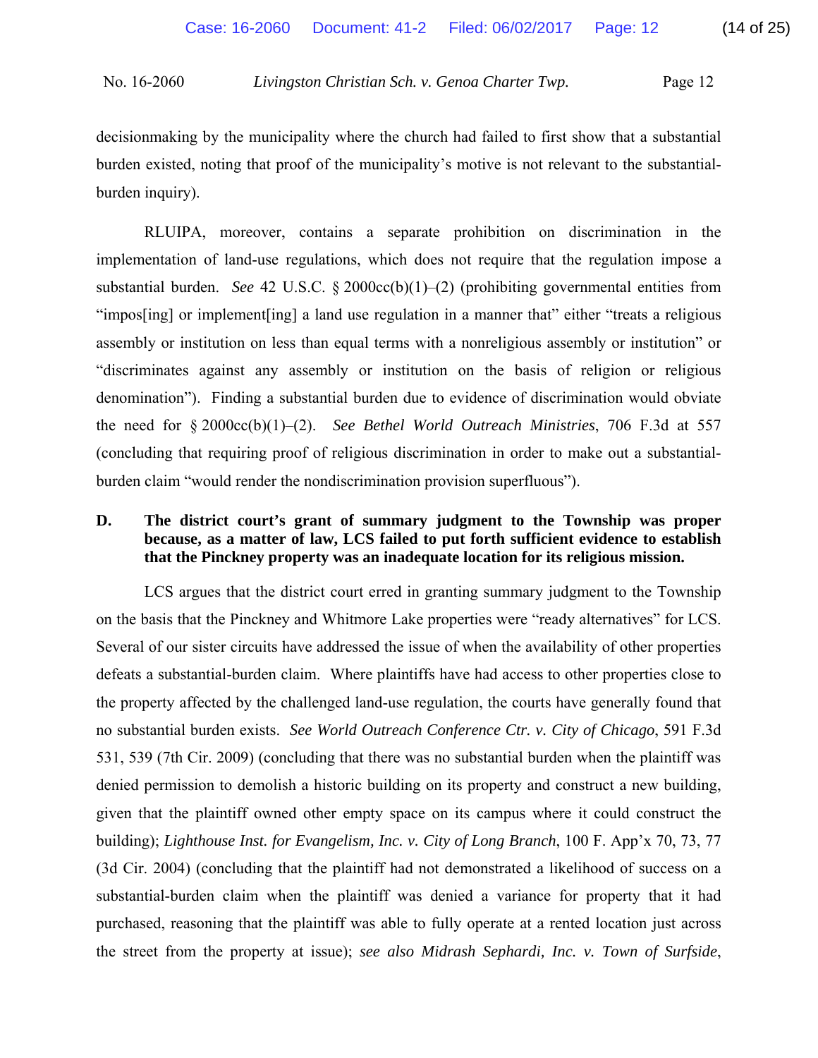decisionmaking by the municipality where the church had failed to first show that a substantial burden existed, noting that proof of the municipality's motive is not relevant to the substantial-burden inquiry).

RLUIPA, moreover, contains a separate prohibition on discrimination in the implementation of land-use regulations, which does not require that the regulation impose a substantial burden. *See* 42 U.S.C. § 2000cc(b)(1)–(2) (prohibiting governmental entities from "impos[ing] or implement[ing] a land use regulation in a manner that" either "treats a religious assembly or institution on less than equal terms with a nonreligious assembly or institution" or "discriminates against any assembly or institution on the basis of religion or religious denomination"). Finding a substantial burden due to evidence of discrimination would obviate the need for § 2000cc(b)(1)–(2). *See Bethel World Outreach Ministries*, 706 F.3d at 557 (concluding that requiring proof of religious discrimination in order to make out a substantial-burden claim "would render the nondiscrimination provision superfluous").

### D. The district court's grant of summary judgment to the Township was proper because, as a matter of law, LCS failed to put forth sufficient evidence to establish that the Pinckney property was an inadequate location for its religious mission.

LCS argues that the district court erred in granting summary judgment to the Township on the basis that the Pinckney and Whitmore Lake properties were "ready alternatives" for LCS. Several of our sister circuits have addressed the issue of when the availability of other properties defeats a substantial-burden claim. Where plaintiffs have had access to other properties close to the property affected by the challenged land-use regulation, the courts have generally found that no substantial burden exists. *See World Outreach Conference Ctr. v. City of Chicago*, 591 F.3d 531, 539 (7th Cir. 2009) (concluding that there was no substantial burden when the plaintiff was denied permission to demolish a historic building on its property and construct a new building, given that the plaintiff owned other empty space on its campus where it could construct the building); *Lighthouse Inst. for Evangelism, Inc. v. City of Long Branch*, 100 F. App'x 70, 73, 77 (3d Cir. 2004) (concluding that the plaintiff had not demonstrated a likelihood of success on a substantial-burden claim when the plaintiff was denied a variance for property that it had purchased, reasoning that the plaintiff was able to fully operate at a rented location just across the street from the property at issue); *see also Midrash Sephardi, Inc. v. Town of Surfside*,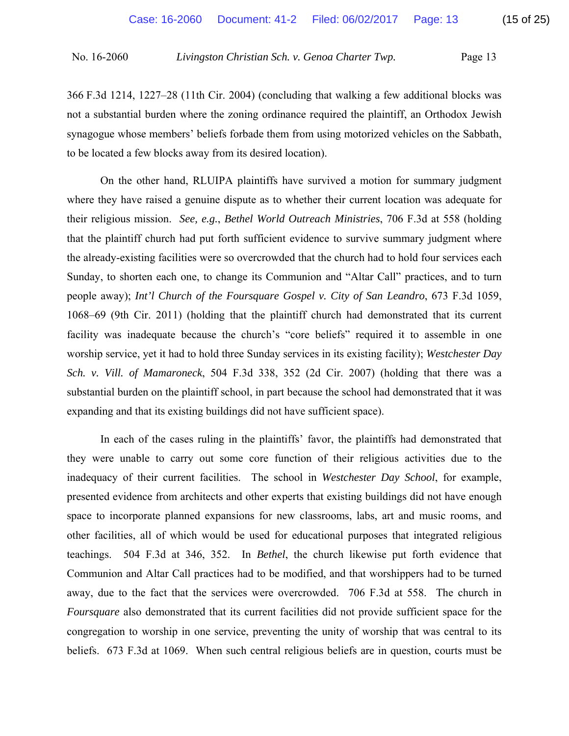366 F.3d 1214, 1227–28 (11th Cir. 2004) (concluding that walking a few additional blocks was not a substantial burden where the zoning ordinance required the plaintiff, an Orthodox Jewish synagogue whose members' beliefs forbade them from using motorized vehicles on the Sabbath, to be located a few blocks away from its desired location).

On the other hand, RLUIPA plaintiffs have survived a motion for summary judgment where they have raised a genuine dispute as to whether their current location was adequate for their religious mission. *See, e.g.*, *Bethel World Outreach Ministries*, 706 F.3d at 558 (holding that the plaintiff church had put forth sufficient evidence to survive summary judgment where the already-existing facilities were so overcrowded that the church had to hold four services each Sunday, to shorten each one, to change its Communion and "Altar Call" practices, and to turn people away); *Int'l Church of the Foursquare Gospel v. City of San Leandro*, 673 F.3d 1059, 1068–69 (9th Cir. 2011) (holding that the plaintiff church had demonstrated that its current facility was inadequate because the church's "core beliefs" required it to assemble in one worship service, yet it had to hold three Sunday services in its existing facility); *Westchester Day Sch. v. Vill. of Mamaroneck*, 504 F.3d 338, 352 (2d Cir. 2007) (holding that there was a substantial burden on the plaintiff school, in part because the school had demonstrated that it was expanding and that its existing buildings did not have sufficient space).

In each of the cases ruling in the plaintiffs' favor, the plaintiffs had demonstrated that they were unable to carry out some core function of their religious activities due to the inadequacy of their current facilities. The school in *Westchester Day School*, for example, presented evidence from architects and other experts that existing buildings did not have enough space to incorporate planned expansions for new classrooms, labs, art and music rooms, and other facilities, all of which would be used for educational purposes that integrated religious teachings. 504 F.3d at 346, 352. In *Bethel*, the church likewise put forth evidence that Communion and Altar Call practices had to be modified, and that worshippers had to be turned away, due to the fact that the services were overcrowded. 706 F.3d at 558. The church in *Foursquare* also demonstrated that its current facilities did not provide sufficient space for the congregation to worship in one service, preventing the unity of worship that was central to its beliefs. 673 F.3d at 1069. When such central religious beliefs are in question, courts must be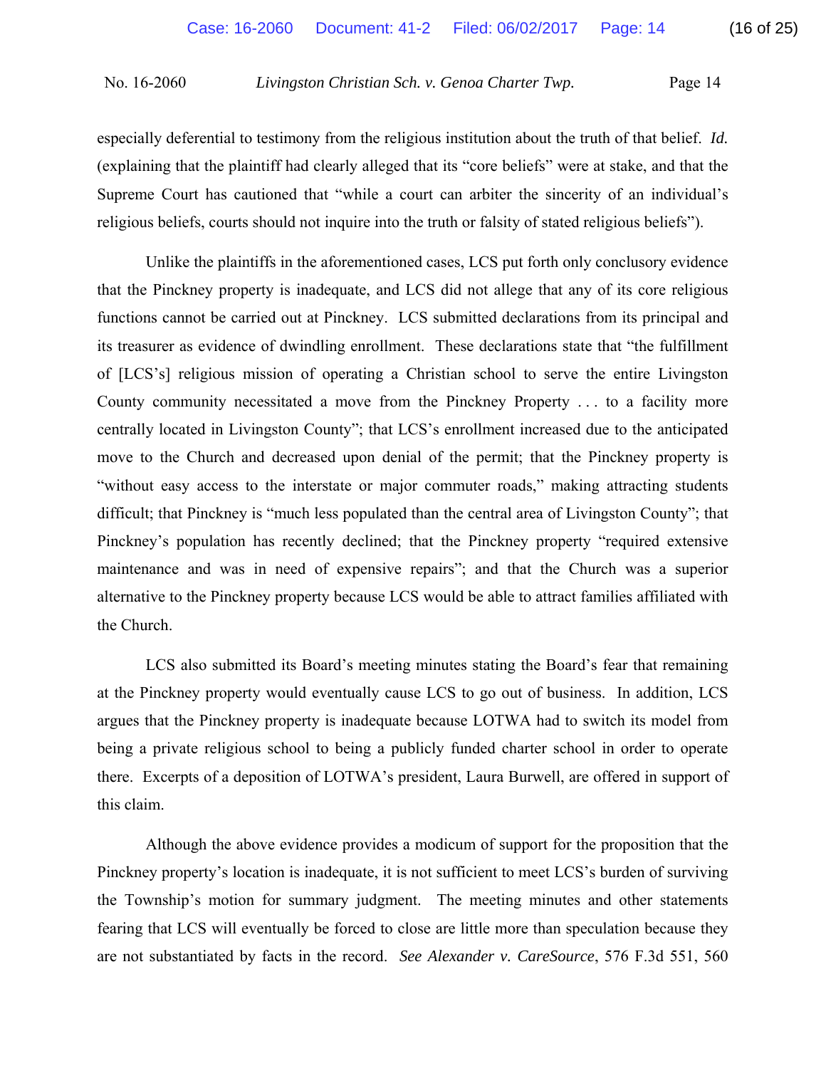especially deferential to testimony from the religious institution about the truth of that belief. *Id.* (explaining that the plaintiff had clearly alleged that its "core beliefs" were at stake, and that the Supreme Court has cautioned that "while a court can arbiter the sincerity of an individual's religious beliefs, courts should not inquire into the truth or falsity of stated religious beliefs").

Unlike the plaintiffs in the aforementioned cases, LCS put forth only conclusory evidence that the Pinckney property is inadequate, and LCS did not allege that any of its core religious functions cannot be carried out at Pinckney. LCS submitted declarations from its principal and its treasurer as evidence of dwindling enrollment. These declarations state that "the fulfillment of [LCS's] religious mission of operating a Christian school to serve the entire Livingston County community necessitated a move from the Pinckney Property . . . to a facility more centrally located in Livingston County"; that LCS's enrollment increased due to the anticipated move to the Church and decreased upon denial of the permit; that the Pinckney property is "without easy access to the interstate or major commuter roads," making attracting students difficult; that Pinckney is "much less populated than the central area of Livingston County"; that Pinckney's population has recently declined; that the Pinckney property "required extensive maintenance and was in need of expensive repairs"; and that the Church was a superior alternative to the Pinckney property because LCS would be able to attract families affiliated with the Church.

LCS also submitted its Board's meeting minutes stating the Board's fear that remaining at the Pinckney property would eventually cause LCS to go out of business. In addition, LCS argues that the Pinckney property is inadequate because LOTWA had to switch its model from being a private religious school to being a publicly funded charter school in order to operate there. Excerpts of a deposition of LOTWA's president, Laura Burwell, are offered in support of this claim.

Although the above evidence provides a modicum of support for the proposition that the Pinckney property's location is inadequate, it is not sufficient to meet LCS's burden of surviving the Township's motion for summary judgment. The meeting minutes and other statements fearing that LCS will eventually be forced to close are little more than speculation because they are not substantiated by facts in the record. *See Alexander v. CareSource*, 576 F.3d 551, 560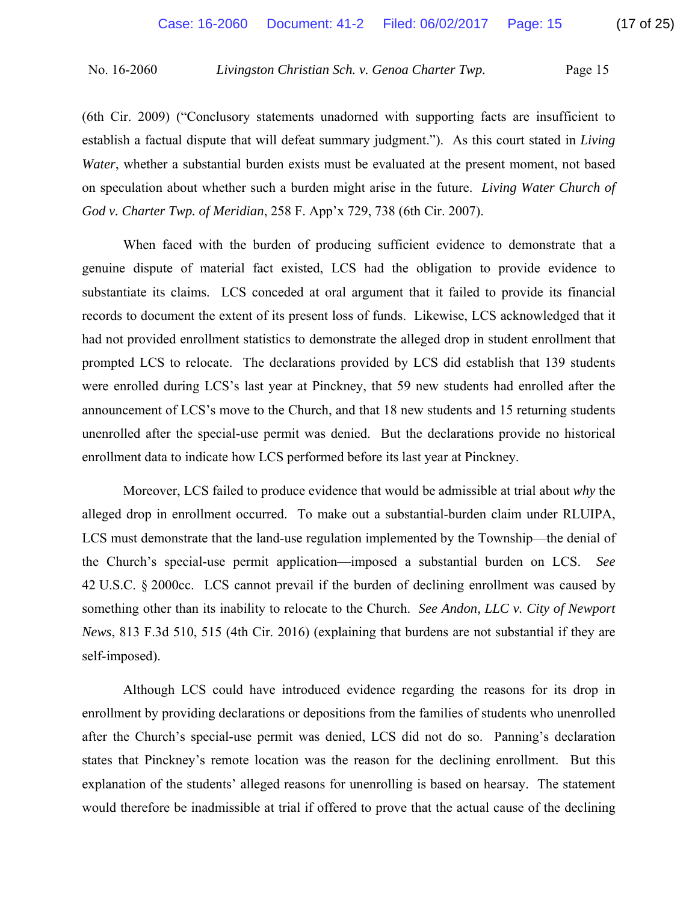(6th Cir. 2009) ("Conclusory statements unadorned with supporting facts are insufficient to establish a factual dispute that will defeat summary judgment."). As this court stated in *Living Water*, whether a substantial burden exists must be evaluated at the present moment, not based on speculation about whether such a burden might arise in the future. *Living Water Church of God v. Charter Twp. of Meridian*, 258 F. App'x 729, 738 (6th Cir. 2007).

When faced with the burden of producing sufficient evidence to demonstrate that a genuine dispute of material fact existed, LCS had the obligation to provide evidence to substantiate its claims. LCS conceded at oral argument that it failed to provide its financial records to document the extent of its present loss of funds. Likewise, LCS acknowledged that it had not provided enrollment statistics to demonstrate the alleged drop in student enrollment that prompted LCS to relocate. The declarations provided by LCS did establish that 139 students were enrolled during LCS's last year at Pinckney, that 59 new students had enrolled after the announcement of LCS's move to the Church, and that 18 new students and 15 returning students unenrolled after the special-use permit was denied. But the declarations provide no historical enrollment data to indicate how LCS performed before its last year at Pinckney.

Moreover, LCS failed to produce evidence that would be admissible at trial about *why* the alleged drop in enrollment occurred. To make out a substantial-burden claim under RLUIPA, LCS must demonstrate that the land-use regulation implemented by the Township—the denial of the Church's special-use permit application—imposed a substantial burden on LCS. *See* 42 U.S.C. § 2000cc. LCS cannot prevail if the burden of declining enrollment was caused by something other than its inability to relocate to the Church. *See Andon, LLC v. City of Newport News*, 813 F.3d 510, 515 (4th Cir. 2016) (explaining that burdens are not substantial if they are self-imposed).

Although LCS could have introduced evidence regarding the reasons for its drop in enrollment by providing declarations or depositions from the families of students who unenrolled after the Church's special-use permit was denied, LCS did not do so. Panning's declaration states that Pinckney's remote location was the reason for the declining enrollment. But this explanation of the students' alleged reasons for unenrolling is based on hearsay. The statement would therefore be inadmissible at trial if offered to prove that the actual cause of the declining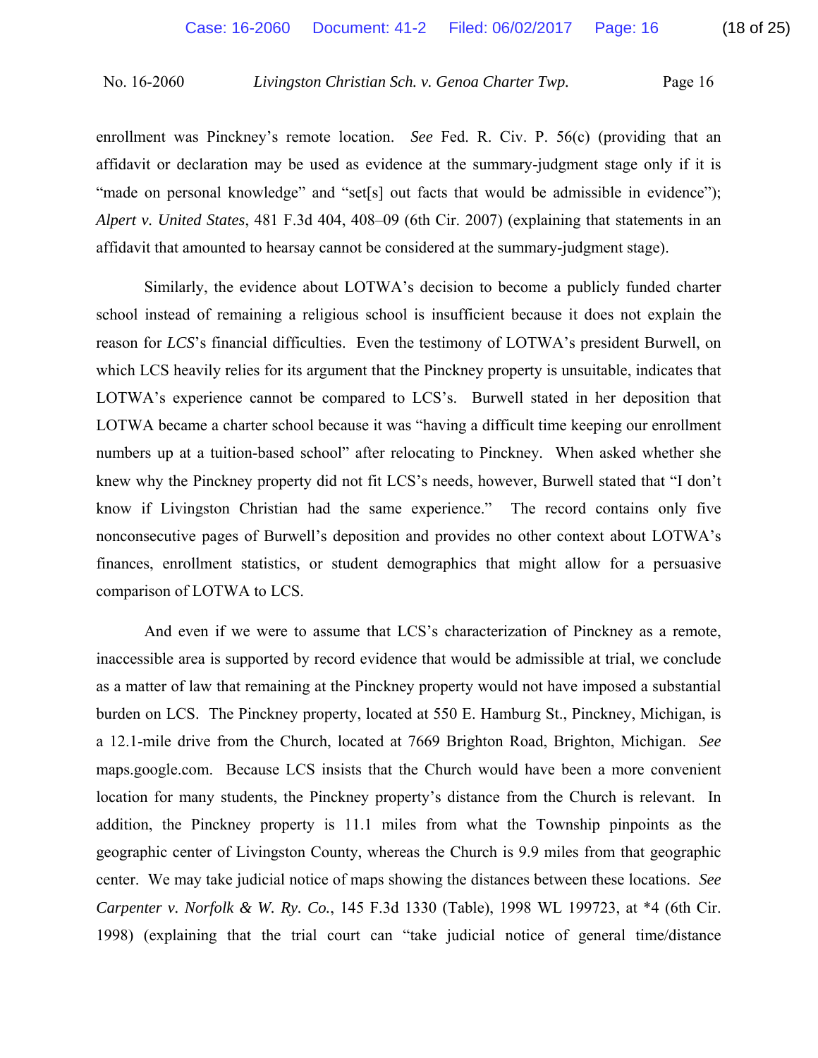enrollment was Pinckney's remote location. *See* Fed. R. Civ. P. 56(c) (providing that an affidavit or declaration may be used as evidence at the summary-judgment stage only if it is "made on personal knowledge" and "set[s] out facts that would be admissible in evidence"); *Alpert v. United States*, 481 F.3d 404, 408–09 (6th Cir. 2007) (explaining that statements in an affidavit that amounted to hearsay cannot be considered at the summary-judgment stage).

Similarly, the evidence about LOTWA's decision to become a publicly funded charter school instead of remaining a religious school is insufficient because it does not explain the reason for *LCS*'s financial difficulties. Even the testimony of LOTWA's president Burwell, on which LCS heavily relies for its argument that the Pinckney property is unsuitable, indicates that LOTWA's experience cannot be compared to LCS's. Burwell stated in her deposition that LOTWA became a charter school because it was "having a difficult time keeping our enrollment numbers up at a tuition-based school" after relocating to Pinckney. When asked whether she knew why the Pinckney property did not fit LCS's needs, however, Burwell stated that "I don't know if Livingston Christian had the same experience." The record contains only five nonconsecutive pages of Burwell's deposition and provides no other context about LOTWA's finances, enrollment statistics, or student demographics that might allow for a persuasive comparison of LOTWA to LCS.

And even if we were to assume that LCS's characterization of Pinckney as a remote, inaccessible area is supported by record evidence that would be admissible at trial, we conclude as a matter of law that remaining at the Pinckney property would not have imposed a substantial burden on LCS. The Pinckney property, located at 550 E. Hamburg St., Pinckney, Michigan, is a 12.1-mile drive from the Church, located at 7669 Brighton Road, Brighton, Michigan. *See* maps.google.com. Because LCS insists that the Church would have been a more convenient location for many students, the Pinckney property's distance from the Church is relevant. In addition, the Pinckney property is 11.1 miles from what the Township pinpoints as the geographic center of Livingston County, whereas the Church is 9.9 miles from that geographic center. We may take judicial notice of maps showing the distances between these locations. *See* *Carpenter v. Norfolk & W. Ry. Co.*, 145 F.3d 1330 (Table), 1998 WL 199723, at *4 (6th Cir. 1998) (explaining that the trial court can "take judicial notice of general time/distance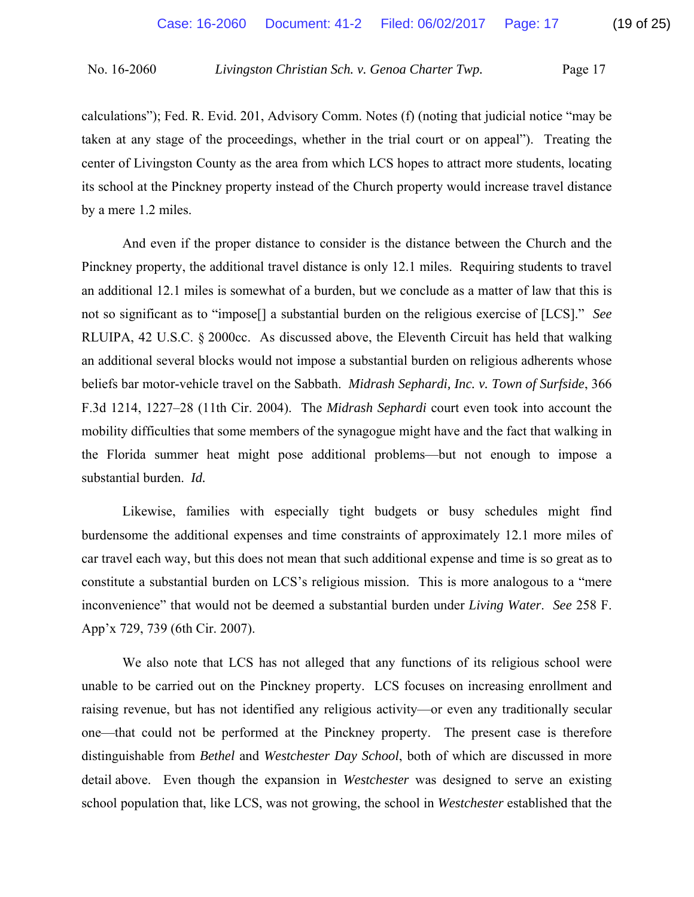calculations"); Fed. R. Evid. 201, Advisory Comm. Notes (f) (noting that judicial notice "may be taken at any stage of the proceedings, whether in the trial court or on appeal"). Treating the center of Livingston County as the area from which LCS hopes to attract more students, locating its school at the Pinckney property instead of the Church property would increase travel distance by a mere 1.2 miles.

And even if the proper distance to consider is the distance between the Church and the Pinckney property, the additional travel distance is only 12.1 miles. Requiring students to travel an additional 12.1 miles is somewhat of a burden, but we conclude as a matter of law that this is not so significant as to "impose[] a substantial burden on the religious exercise of [LCS]." *See* RLUIPA, 42 U.S.C. § 2000cc. As discussed above, the Eleventh Circuit has held that walking an additional several blocks would not impose a substantial burden on religious adherents whose beliefs bar motor-vehicle travel on the Sabbath. *Midrash Sephardi, Inc. v. Town of Surfside*, 366 F.3d 1214, 1227–28 (11th Cir. 2004). The *Midrash Sephardi* court even took into account the mobility difficulties that some members of the synagogue might have and the fact that walking in the Florida summer heat might pose additional problems—but not enough to impose a substantial burden. *Id.*

Likewise, families with especially tight budgets or busy schedules might find burdensome the additional expenses and time constraints of approximately 12.1 more miles of car travel each way, but this does not mean that such additional expense and time is so great as to constitute a substantial burden on LCS's religious mission. This is more analogous to a "mere inconvenience" that would not be deemed a substantial burden under *Living Water*. *See* 258 F. App'x 729, 739 (6th Cir. 2007).

We also note that LCS has not alleged that any functions of its religious school were unable to be carried out on the Pinckney property. LCS focuses on increasing enrollment and raising revenue, but has not identified any religious activity—or even any traditionally secular one—that could not be performed at the Pinckney property. The present case is therefore distinguishable from *Bethel* and *Westchester Day School*, both of which are discussed in more detail above. Even though the expansion in *Westchester* was designed to serve an existing school population that, like LCS, was not growing, the school in *Westchester* established that the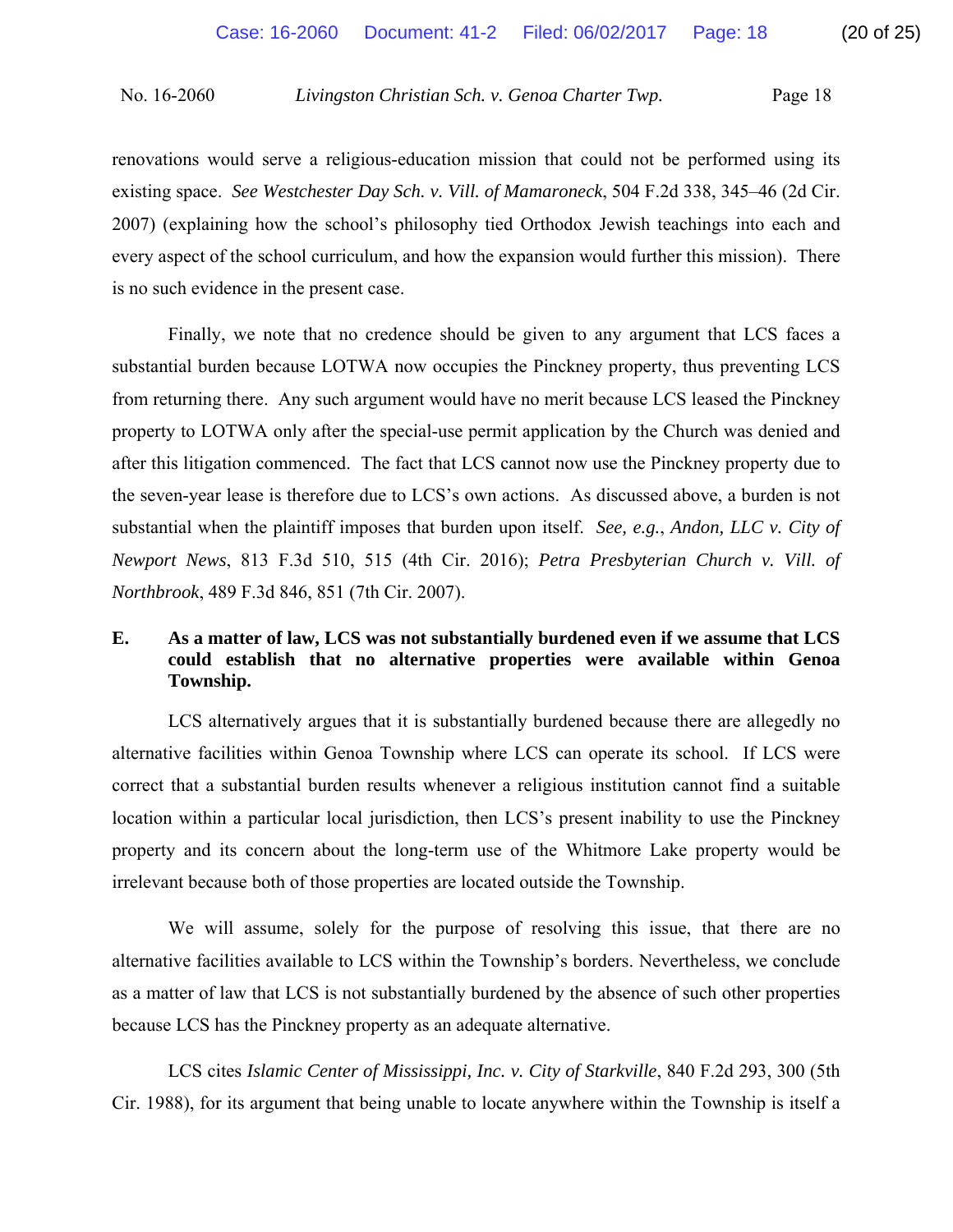renovations would serve a religious-education mission that could not be performed using its existing space. *See Westchester Day Sch. v. Vill. of Mamaroneck*, 504 F.2d 338, 345–46 (2d Cir. 2007) (explaining how the school's philosophy tied Orthodox Jewish teachings into each and every aspect of the school curriculum, and how the expansion would further this mission). There is no such evidence in the present case.

Finally, we note that no credence should be given to any argument that LCS faces a substantial burden because LOTWA now occupies the Pinckney property, thus preventing LCS from returning there. Any such argument would have no merit because LCS leased the Pinckney property to LOTWA only after the special-use permit application by the Church was denied and after this litigation commenced. The fact that LCS cannot now use the Pinckney property due to the seven-year lease is therefore due to LCS's own actions. As discussed above, a burden is not substantial when the plaintiff imposes that burden upon itself. *See, e.g.*, *Andon, LLC v. City of Newport News*, 813 F.3d 510, 515 (4th Cir. 2016); *Petra Presbyterian Church v. Vill. of Northbrook*, 489 F.3d 846, 851 (7th Cir. 2007).

### E. As a matter of law, LCS was not substantially burdened even if we assume that LCS could establish that no alternative properties were available within Genoa Township.

LCS alternatively argues that it is substantially burdened because there are allegedly no alternative facilities within Genoa Township where LCS can operate its school. If LCS were correct that a substantial burden results whenever a religious institution cannot find a suitable location within a particular local jurisdiction, then LCS's present inability to use the Pinckney property and its concern about the long-term use of the Whitmore Lake property would be irrelevant because both of those properties are located outside the Township.

We will assume, solely for the purpose of resolving this issue, that there are no alternative facilities available to LCS within the Township's borders. Nevertheless, we conclude as a matter of law that LCS is not substantially burdened by the absence of such other properties because LCS has the Pinckney property as an adequate alternative.

LCS cites *Islamic Center of Mississippi, Inc. v. City of Starkville*, 840 F.2d 293, 300 (5th Cir. 1988), for its argument that being unable to locate anywhere within the Township is itself a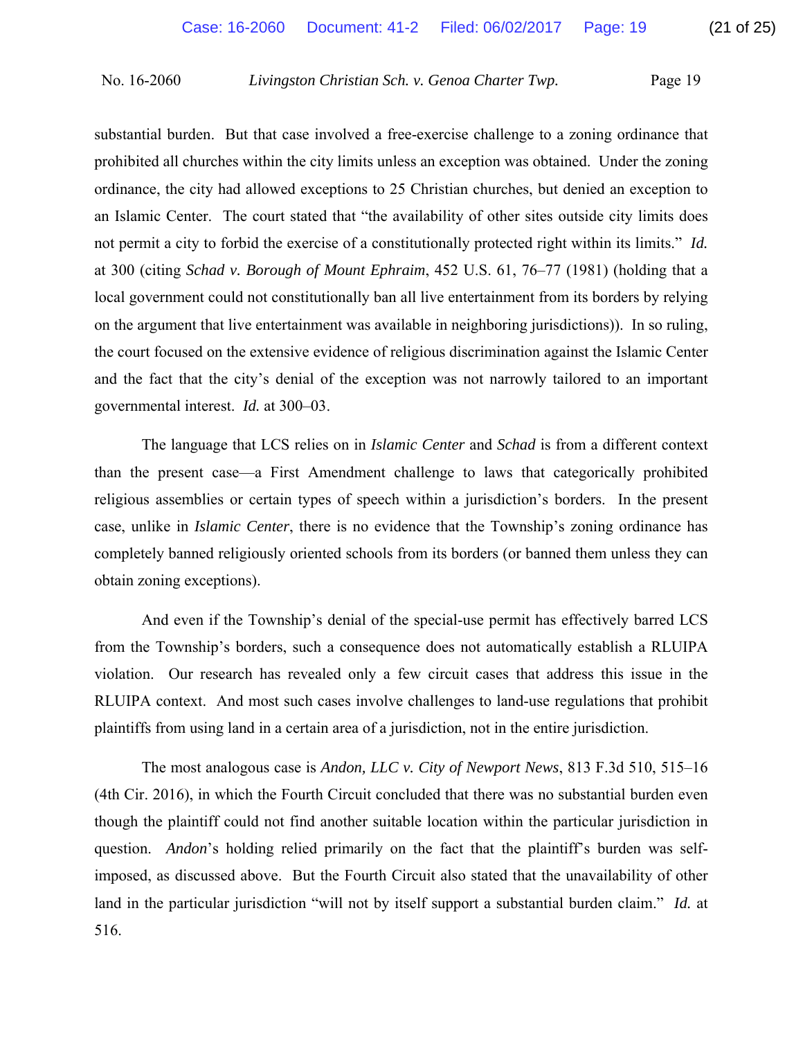substantial burden. But that case involved a free-exercise challenge to a zoning ordinance that prohibited all churches within the city limits unless an exception was obtained. Under the zoning ordinance, the city had allowed exceptions to 25 Christian churches, but denied an exception to an Islamic Center. The court stated that "the availability of other sites outside city limits does not permit a city to forbid the exercise of a constitutionally protected right within its limits." *Id.* at 300 (citing *Schad v. Borough of Mount Ephraim*, 452 U.S. 61, 76–77 (1981) (holding that a local government could not constitutionally ban all live entertainment from its borders by relying on the argument that live entertainment was available in neighboring jurisdictions)). In so ruling, the court focused on the extensive evidence of religious discrimination against the Islamic Center and the fact that the city's denial of the exception was not narrowly tailored to an important governmental interest. *Id.* at 300–03.

The language that LCS relies on in *Islamic Center* and *Schad* is from a different context than the present case—a First Amendment challenge to laws that categorically prohibited religious assemblies or certain types of speech within a jurisdiction's borders. In the present case, unlike in *Islamic Center*, there is no evidence that the Township's zoning ordinance has completely banned religiously oriented schools from its borders (or banned them unless they can obtain zoning exceptions).

And even if the Township's denial of the special-use permit has effectively barred LCS from the Township's borders, such a consequence does not automatically establish a RLUIPA violation. Our research has revealed only a few circuit cases that address this issue in the RLUIPA context. And most such cases involve challenges to land-use regulations that prohibit plaintiffs from using land in a certain area of a jurisdiction, not in the entire jurisdiction.

The most analogous case is *Andon, LLC v. City of Newport News*, 813 F.3d 510, 515–16 (4th Cir. 2016), in which the Fourth Circuit concluded that there was no substantial burden even though the plaintiff could not find another suitable location within the particular jurisdiction in question. *Andon*'s holding relied primarily on the fact that the plaintiff's burden was self-imposed, as discussed above. But the Fourth Circuit also stated that the unavailability of other land in the particular jurisdiction "will not by itself support a substantial burden claim." *Id.* at 516.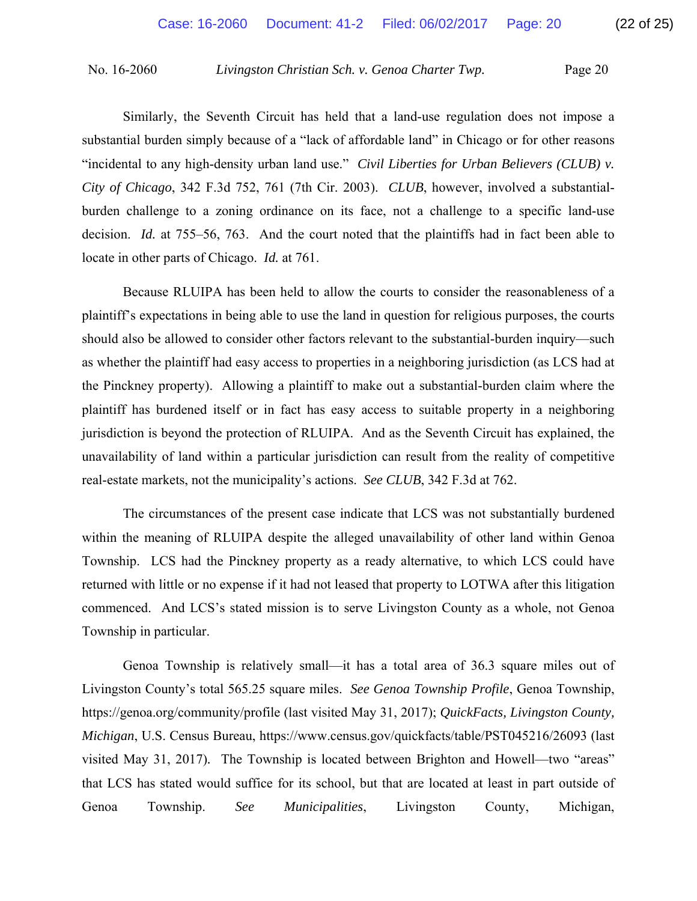Similarly, the Seventh Circuit has held that a land-use regulation does not impose a substantial burden simply because of a "lack of affordable land" in Chicago or for other reasons "incidental to any high-density urban land use." *Civil Liberties for Urban Believers (CLUB) v. City of Chicago*, 342 F.3d 752, 761 (7th Cir. 2003). *CLUB*, however, involved a substantial-burden challenge to a zoning ordinance on its face, not a challenge to a specific land-use decision. *Id.* at 755–56, 763. And the court noted that the plaintiffs had in fact been able to locate in other parts of Chicago. *Id.* at 761.

Because RLUIPA has been held to allow the courts to consider the reasonableness of a plaintiff's expectations in being able to use the land in question for religious purposes, the courts should also be allowed to consider other factors relevant to the substantial-burden inquiry—such as whether the plaintiff had easy access to properties in a neighboring jurisdiction (as LCS had at the Pinckney property). Allowing a plaintiff to make out a substantial-burden claim where the plaintiff has burdened itself or in fact has easy access to suitable property in a neighboring jurisdiction is beyond the protection of RLUIPA. And as the Seventh Circuit has explained, the unavailability of land within a particular jurisdiction can result from the reality of competitive real-estate markets, not the municipality's actions. *See CLUB*, 342 F.3d at 762.

The circumstances of the present case indicate that LCS was not substantially burdened within the meaning of RLUIPA despite the alleged unavailability of other land within Genoa Township. LCS had the Pinckney property as a ready alternative, to which LCS could have returned with little or no expense if it had not leased that property to LOTWA after this litigation commenced. And LCS's stated mission is to serve Livingston County as a whole, not Genoa Township in particular.

Genoa Township is relatively small—it has a total area of 36.3 square miles out of Livingston County's total 565.25 square miles. *See Genoa Township Profile*, Genoa Township, https://genoa.org/community/profile (last visited May 31, 2017); *QuickFacts, Livingston County, Michigan*, U.S. Census Bureau, https://www.census.gov/quickfacts/table/PST045216/26093 (last visited May 31, 2017). The Township is located between Brighton and Howell—two "areas" that LCS has stated would suffice for its school, but that are located at least in part outside of Genoa Township. *See Municipalities*, Livingston County, Michigan,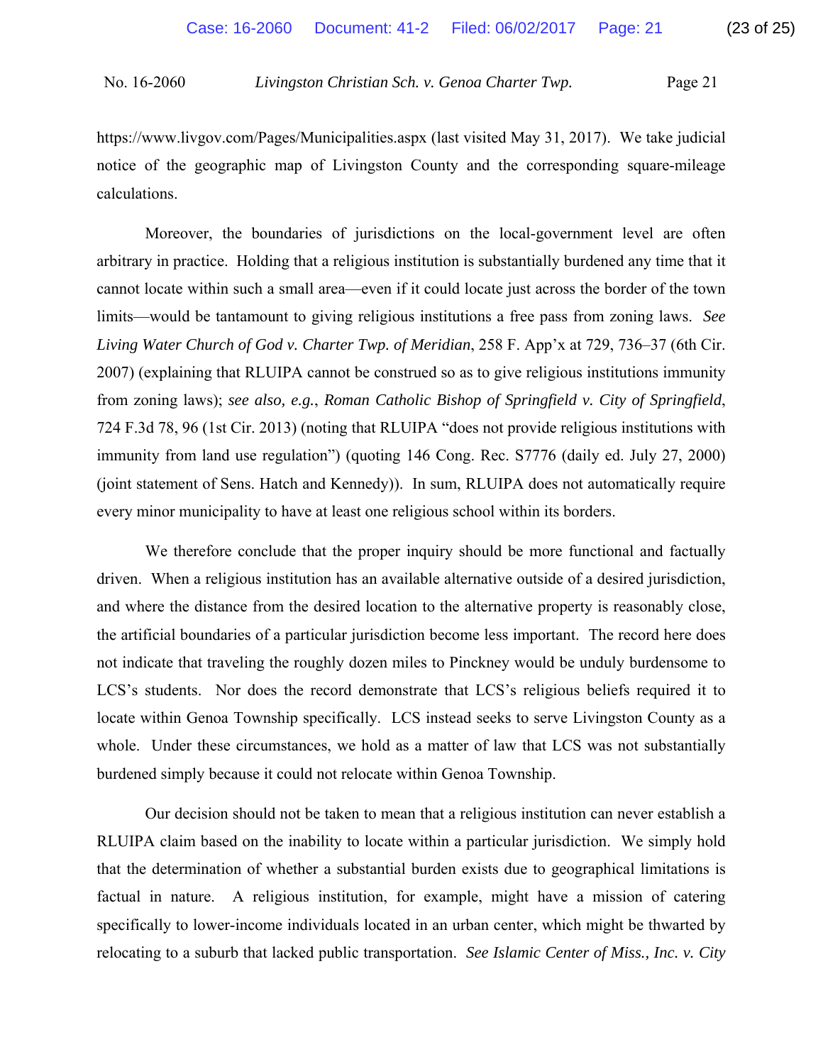https://www.livgov.com/Pages/Municipalities.aspx (last visited May 31, 2017). We take judicial notice of the geographic map of Livingston County and the corresponding square-mileage calculations.

Moreover, the boundaries of jurisdictions on the local-government level are often arbitrary in practice. Holding that a religious institution is substantially burdened any time that it cannot locate within such a small area—even if it could locate just across the border of the town limits—would be tantamount to giving religious institutions a free pass from zoning laws. *See Living Water Church of God v. Charter Twp. of Meridian*, 258 F. App'x at 729, 736–37 (6th Cir. 2007) (explaining that RLUIPA cannot be construed so as to give religious institutions immunity from zoning laws); *see also, e.g.*, *Roman Catholic Bishop of Springfield v. City of Springfield*, 724 F.3d 78, 96 (1st Cir. 2013) (noting that RLUIPA "does not provide religious institutions with immunity from land use regulation") (quoting 146 Cong. Rec. S7776 (daily ed. July 27, 2000) (joint statement of Sens. Hatch and Kennedy)). In sum, RLUIPA does not automatically require every minor municipality to have at least one religious school within its borders.

We therefore conclude that the proper inquiry should be more functional and factually driven. When a religious institution has an available alternative outside of a desired jurisdiction, and where the distance from the desired location to the alternative property is reasonably close, the artificial boundaries of a particular jurisdiction become less important. The record here does not indicate that traveling the roughly dozen miles to Pinckney would be unduly burdensome to LCS's students. Nor does the record demonstrate that LCS's religious beliefs required it to locate within Genoa Township specifically. LCS instead seeks to serve Livingston County as a whole. Under these circumstances, we hold as a matter of law that LCS was not substantially burdened simply because it could not relocate within Genoa Township.

Our decision should not be taken to mean that a religious institution can never establish a RLUIPA claim based on the inability to locate within a particular jurisdiction. We simply hold that the determination of whether a substantial burden exists due to geographical limitations is factual in nature. A religious institution, for example, might have a mission of catering specifically to lower-income individuals located in an urban center, which might be thwarted by relocating to a suburb that lacked public transportation. *See Islamic Center of Miss., Inc. v. City*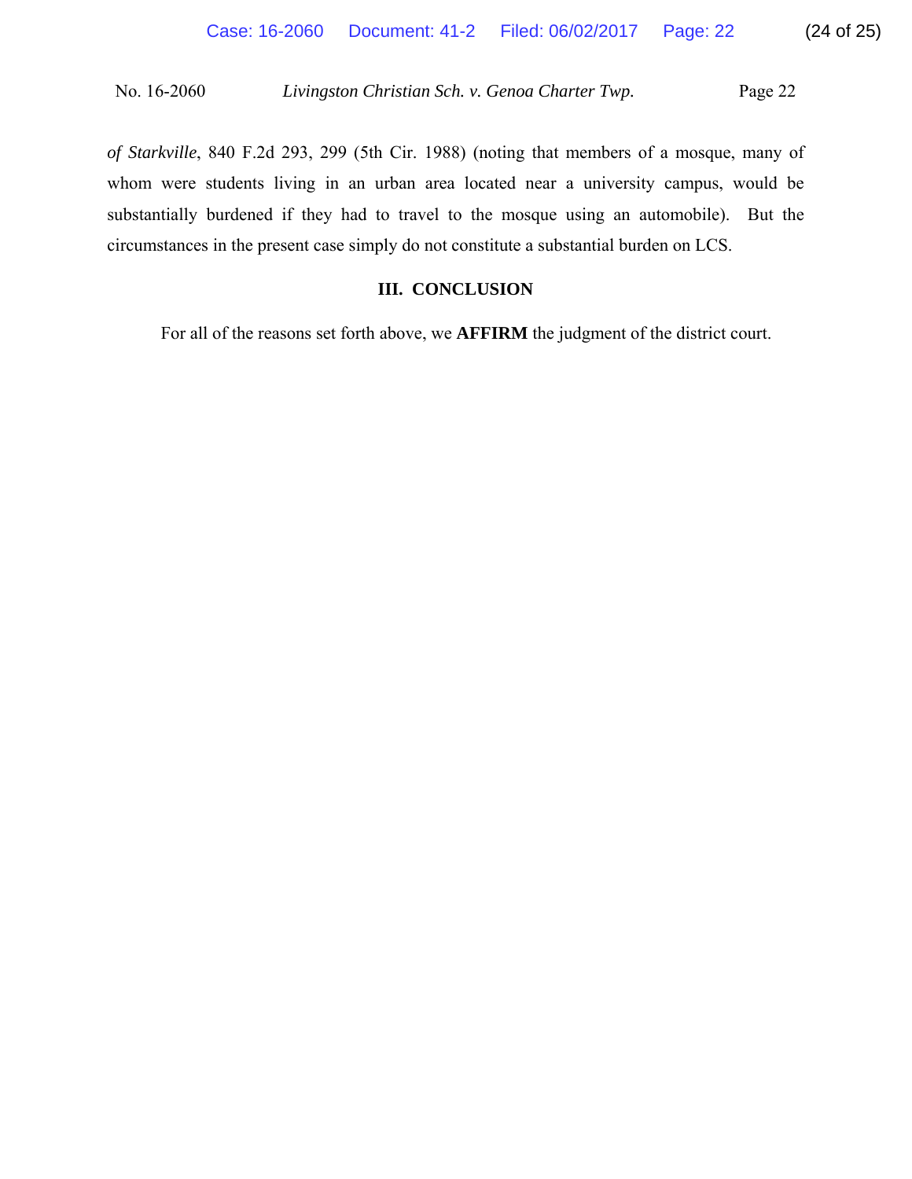*of Starkville*, 840 F.2d 293, 299 (5th Cir. 1988) (noting that members of a mosque, many of whom were students living in an urban area located near a university campus, would be substantially burdened if they had to travel to the mosque using an automobile). But the circumstances in the present case simply do not constitute a substantial burden on LCS.

## III. CONCLUSION

For all of the reasons set forth above, we **AFFIRM** the judgment of the district court.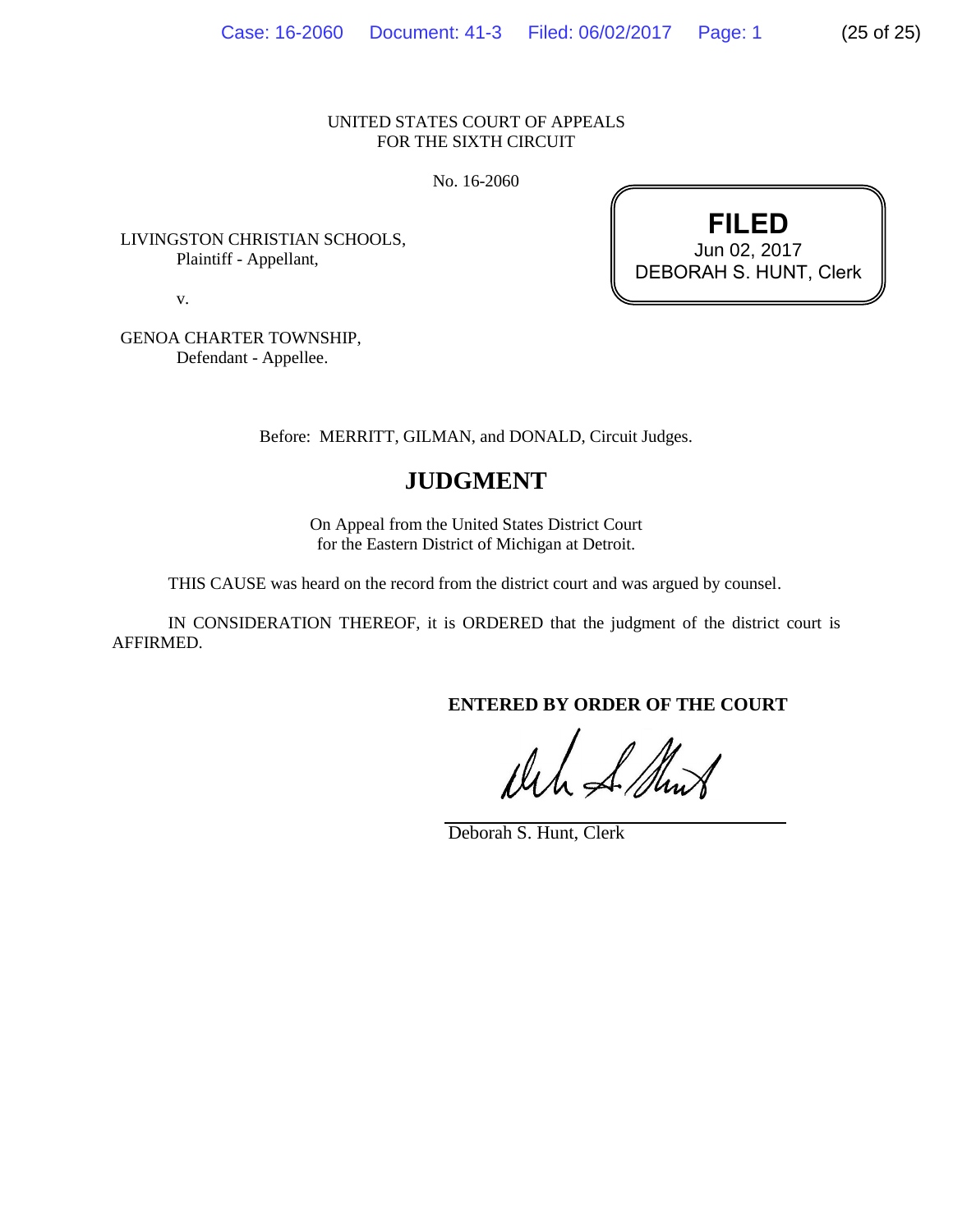UNITED STATES COURT OF APPEALS
FOR THE SIXTH CIRCUIT

No. 16-2060

LIVINGSTON CHRISTIAN SCHOOLS,
Plaintiff - Appellant,

v.

GENOA CHARTER TOWNSHIP,
Defendant - Appellee.

**FILED**
Jun 02, 2017
DEBORAH S. HUNT, Clerk

Before: MERRITT, GILMAN, and DONALD, Circuit Judges.

# JUDGMENT

On Appeal from the United States District Court
for the Eastern District of Michigan at Detroit.

THIS CAUSE was heard on the record from the district court and was argued by counsel.

IN CONSIDERATION THEREOF, it is ORDERED that the judgment of the district court is AFFIRMED.

**ENTERED BY ORDER OF THE COURT**

Deborah S. Hunt, Clerk